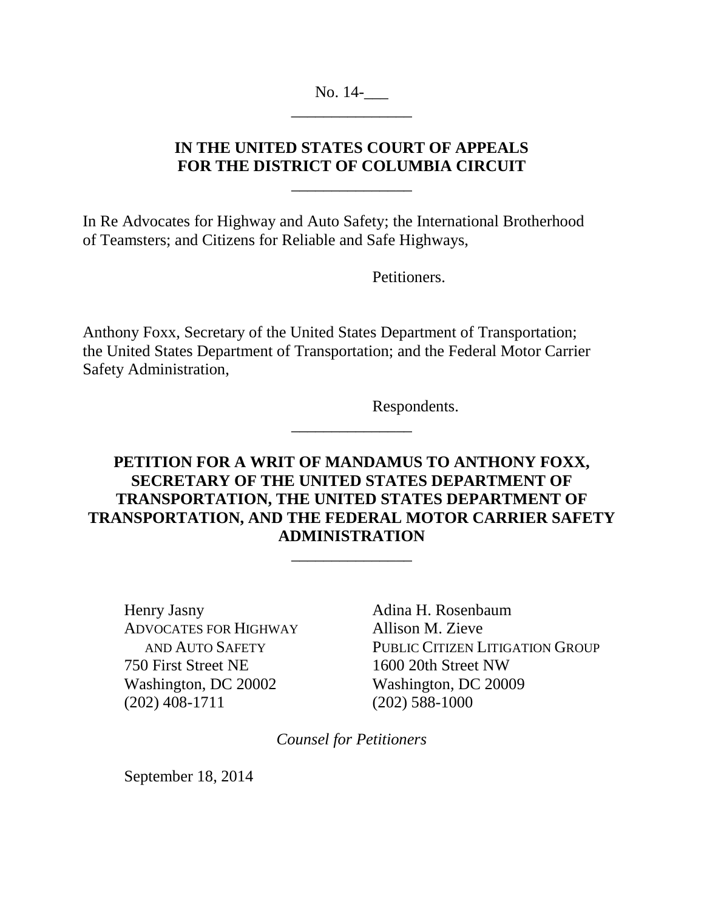No. 14-___

______________

**IN THE UNITED STATES COURT OF APPEALS**
**FOR THE DISTRICT OF COLUMBIA CIRCUIT**

______________

In Re Advocates for Highway and Auto Safety; the International Brotherhood of Teamsters; and Citizens for Reliable and Safe Highways,

Petitioners.

Anthony Foxx, Secretary of the United States Department of Transportation; the United States Department of Transportation; and the Federal Motor Carrier Safety Administration,

Respondents.

______________

**PETITION FOR A WRIT OF MANDAMUS TO ANTHONY FOXX, SECRETARY OF THE UNITED STATES DEPARTMENT OF TRANSPORTATION, THE UNITED STATES DEPARTMENT OF TRANSPORTATION, AND THE FEDERAL MOTOR CARRIER SAFETY ADMINISTRATION**

______________

Henry Jasny
ADVOCATES FOR HIGHWAY AND AUTO SAFETY
750 First Street NE
Washington, DC 20002
(202) 408-1711

Adina H. Rosenbaum
Allison M. Zieve
PUBLIC CITIZEN LITIGATION GROUP
1600 20th Street NW
Washington, DC 20009
(202) 588-1000

*Counsel for Petitioners*

September 18, 2014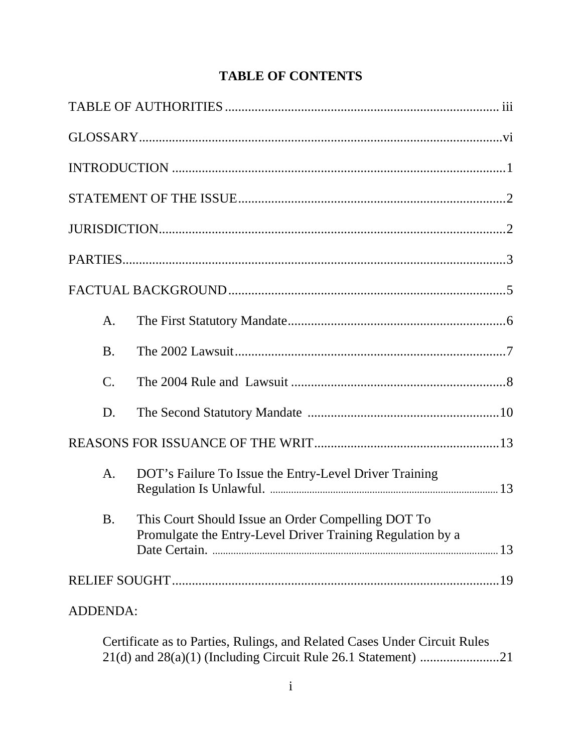# TABLE OF CONTENTS

TABLE OF AUTHORITIES .................................................................................. iii

GLOSSARY.............................................................................................................vi

INTRODUCTION ....................................................................................................1

STATEMENT OF THE ISSUE................................................................................2

JURISDICTION........................................................................................................2

PARTIES...................................................................................................................3

FACTUAL BACKGROUND...................................................................................5

- A. The First Statutory Mandate.................................................................6
- B. The 2002 Lawsuit..................................................................................7
- C. The 2004 Rule and Lawsuit .................................................................8
- D. The Second Statutory Mandate ..........................................................10

REASONS FOR ISSUANCE OF THE WRIT........................................................13

- A. DOT's Failure To Issue the Entry-Level Driver Training Regulation Is Unlawful. ..................................................................................... 13
- B. This Court Should Issue an Order Compelling DOT To Promulgate the Entry-Level Driver Training Regulation by a Date Certain. ........................................................................................... 13

RELIEF SOUGHT...................................................................................................19

ADDENDA:

Certificate as to Parties, Rulings, and Related Cases Under Circuit Rules 21(d) and 28(a)(1) (Including Circuit Rule 26.1 Statement) ........................21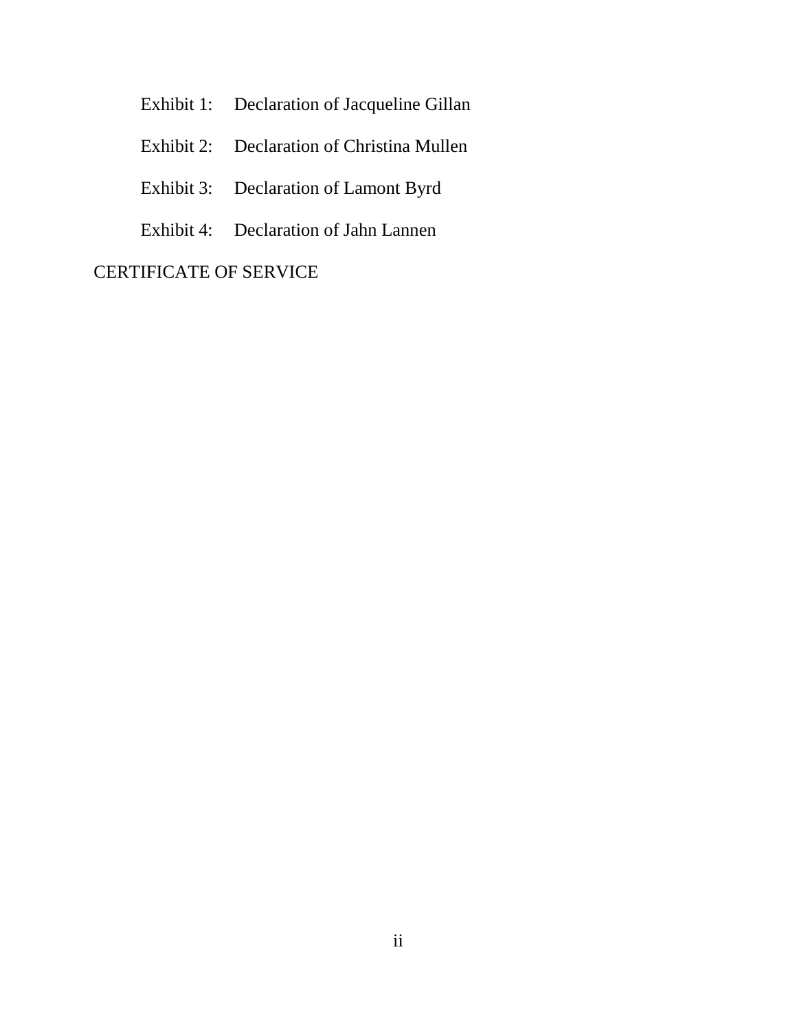Exhibit 1: Declaration of Jacqueline Gillan

Exhibit 2: Declaration of Christina Mullen

Exhibit 3: Declaration of Lamont Byrd

Exhibit 4: Declaration of Jahn Lannen

CERTIFICATE OF SERVICE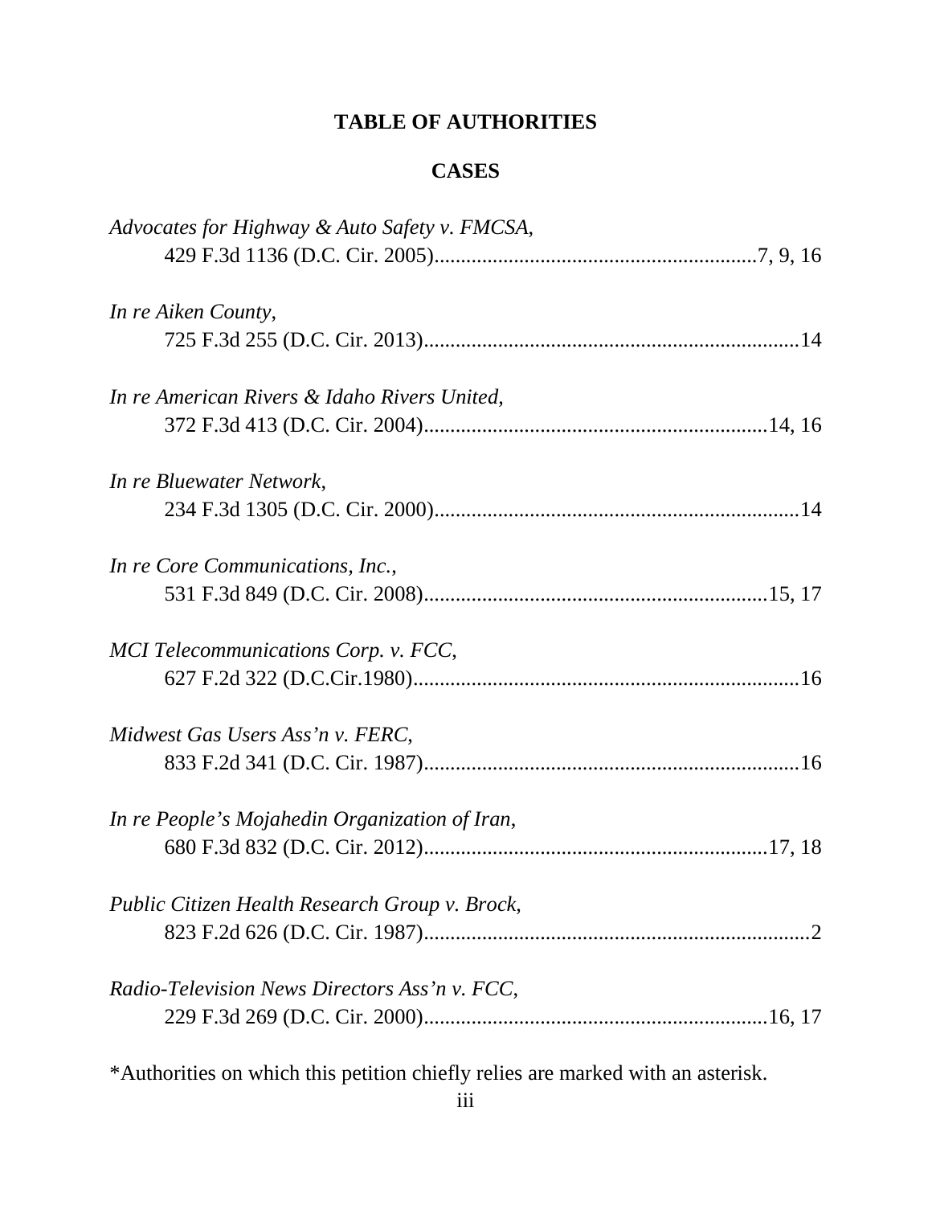# TABLE OF AUTHORITIES

## CASES

*Advocates for Highway & Auto Safety v. FMCSA*,
429 F.3d 1136 (D.C. Cir. 2005)............................................................7, 9, 16

*In re Aiken County*,
725 F.3d 255 (D.C. Cir. 2013).......................................................................14

*In re American Rivers & Idaho Rivers United*,
372 F.3d 413 (D.C. Cir. 2004).................................................................14, 16

*In re Bluewater Network*,
234 F.3d 1305 (D.C. Cir. 2000).....................................................................14

*In re Core Communications, Inc.*,
531 F.3d 849 (D.C. Cir. 2008).................................................................15, 17

*MCI Telecommunications Corp. v. FCC*,
627 F.2d 322 (D.C.Cir.1980).........................................................................16

*Midwest Gas Users Ass'n v. FERC*,
833 F.2d 341 (D.C. Cir. 1987).......................................................................16

*In re People's Mojahedin Organization of Iran*,
680 F.3d 832 (D.C. Cir. 2012).................................................................17, 18

*Public Citizen Health Research Group v. Brock*,
823 F.2d 626 (D.C. Cir. 1987).........................................................................2

*Radio-Television News Directors Ass'n v. FCC*,
229 F.3d 269 (D.C. Cir. 2000).................................................................16, 17

*Authorities on which this petition chiefly relies are marked with an asterisk.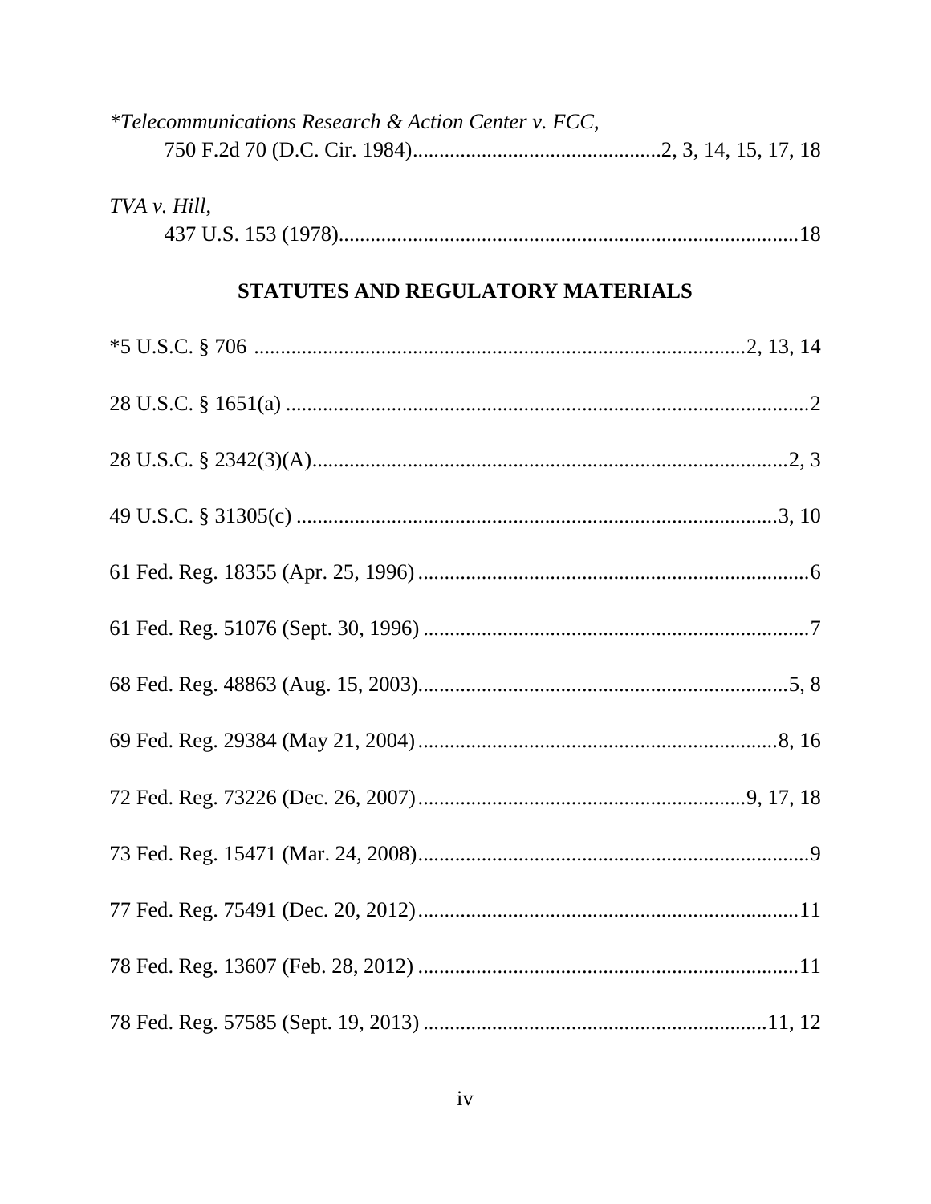*\*Telecommunications Research & Action Center v. FCC*,
750 F.2d 70 (D.C. Cir. 1984)..............................................2, 3, 14, 15, 17, 18

*TVA v. Hill*,
437 U.S. 153 (1978)......................................................................................18

## STATUTES AND REGULATORY MATERIALS

*5 U.S.C. § 706 ........................................................................................2, 13, 14

28 U.S.C. § 1651(a) ..................................................................................................2

28 U.S.C. § 2342(3)(A)..........................................................................................2, 3

49 U.S.C. § 31305(c) ...........................................................................................3, 10

61 Fed. Reg. 18355 (Apr. 25, 1996) .........................................................................6

61 Fed. Reg. 51076 (Sept. 30, 1996) ........................................................................7

68 Fed. Reg. 48863 (Aug. 15, 2003)......................................................................5, 8

69 Fed. Reg. 29384 (May 21, 2004) ....................................................................8, 16

72 Fed. Reg. 73226 (Dec. 26, 2007)............................................................9, 17, 18

73 Fed. Reg. 15471 (Mar. 24, 2008).........................................................................9

77 Fed. Reg. 75491 (Dec. 20, 2012).......................................................................11

78 Fed. Reg. 13607 (Feb. 28, 2012) .......................................................................11

78 Fed. Reg. 57585 (Sept. 19, 2013) .................................................................11, 12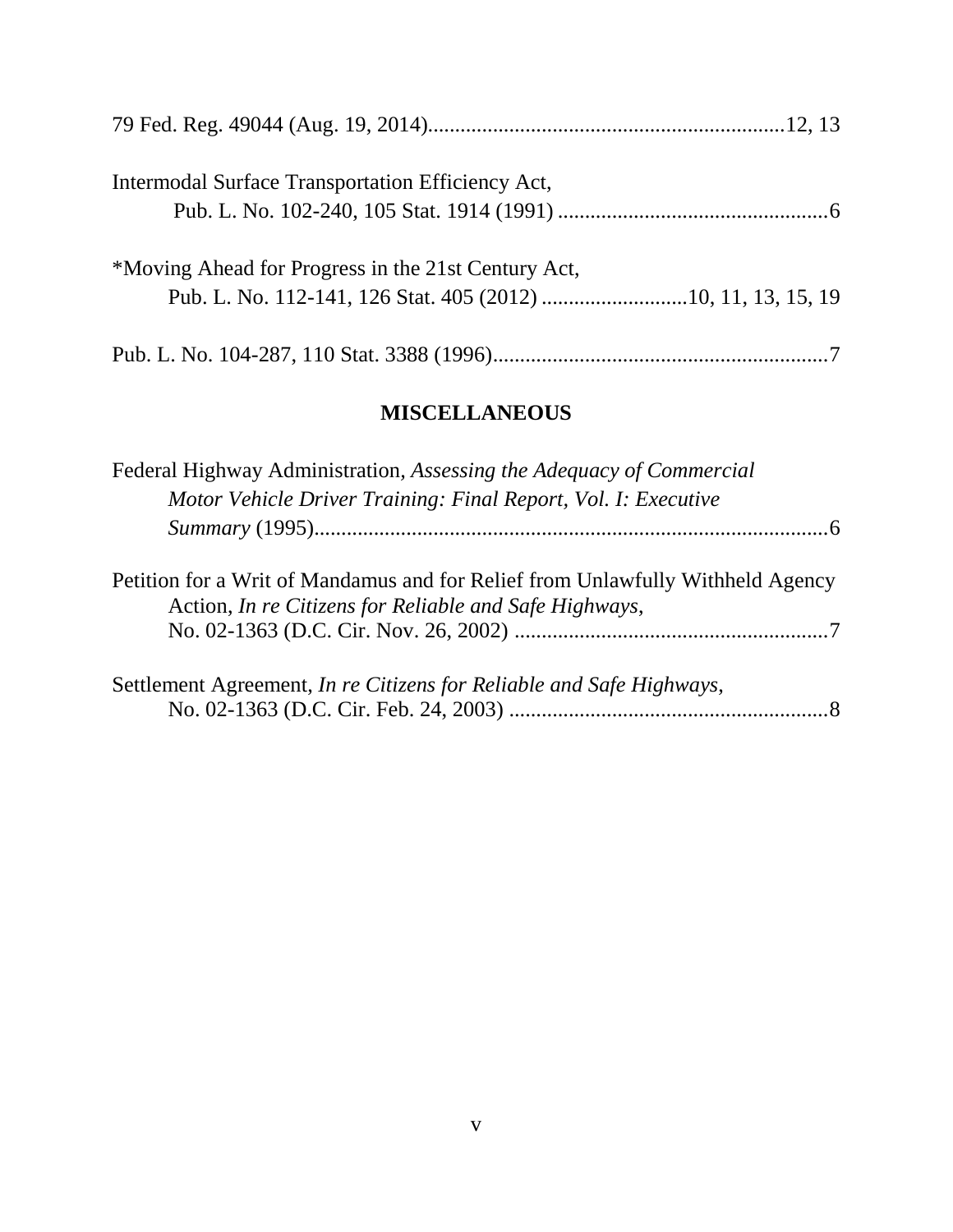79 Fed. Reg. 49044 (Aug. 19, 2014)................................................................12, 13

Intermodal Surface Transportation Efficiency Act,
    Pub. L. No. 102-240, 105 Stat. 1914 (1991) ..................................................6

*Moving Ahead for Progress in the 21st Century Act,
    Pub. L. No. 112-141, 126 Stat. 405 (2012) ...........................10, 11, 13, 15, 19

Pub. L. No. 104-287, 110 Stat. 3388 (1996)..............................................................7

## MISCELLANEOUS

Federal Highway Administration, *Assessing the Adequacy of Commercial Motor Vehicle Driver Training: Final Report, Vol. I: Executive Summary* (1995)...............................................................................................6

Petition for a Writ of Mandamus and for Relief from Unlawfully Withheld Agency Action, *In re Citizens for Reliable and Safe Highways*,
    No. 02-1363 (D.C. Cir. Nov. 26, 2002) ..........................................................7

Settlement Agreement, *In re Citizens for Reliable and Safe Highways*,
    No. 02-1363 (D.C. Cir. Feb. 24, 2003) ...........................................................8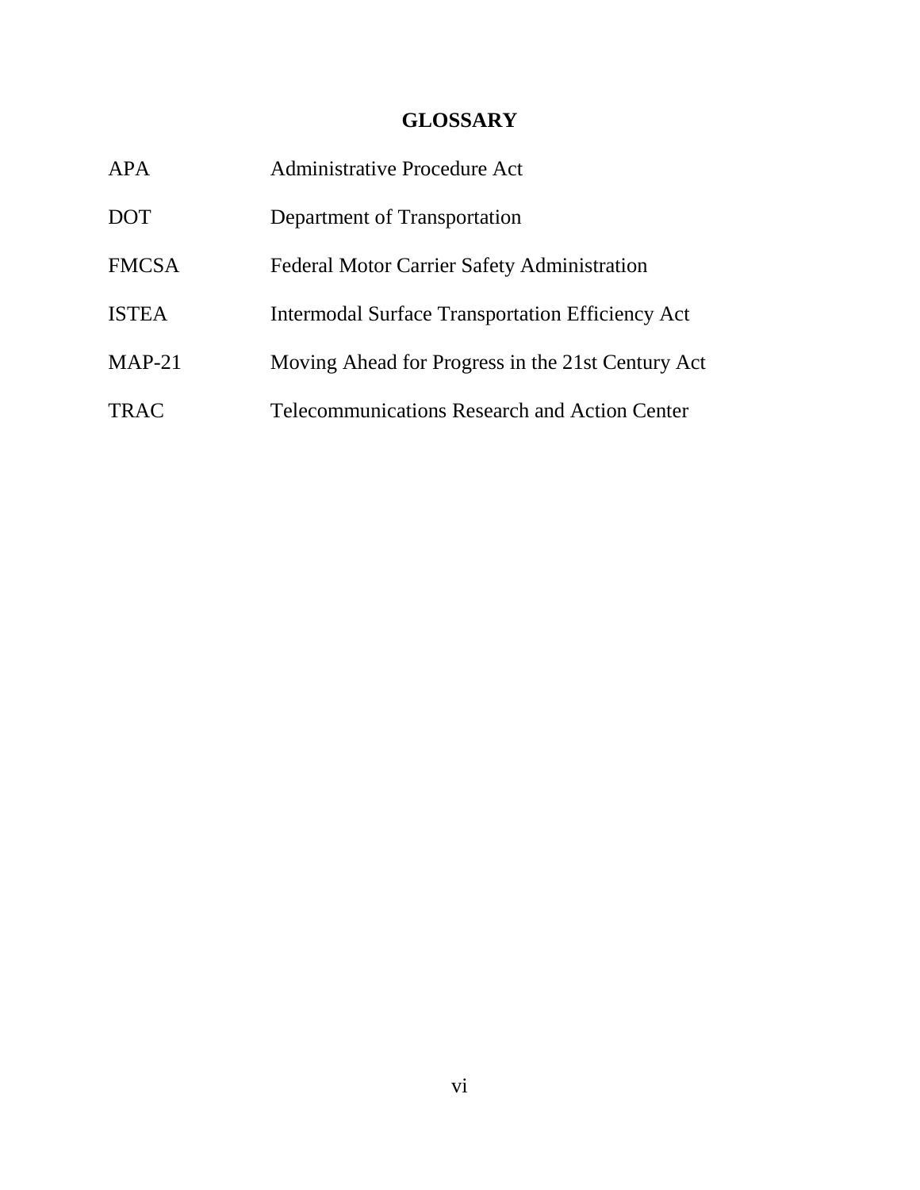# GLOSSARY

| | |
|---|---|
| APA | Administrative Procedure Act |
| DOT | Department of Transportation |
| FMCSA | Federal Motor Carrier Safety Administration |
| ISTEA | Intermodal Surface Transportation Efficiency Act |
| MAP-21 | Moving Ahead for Progress in the 21st Century Act |
| TRAC | Telecommunications Research and Action Center |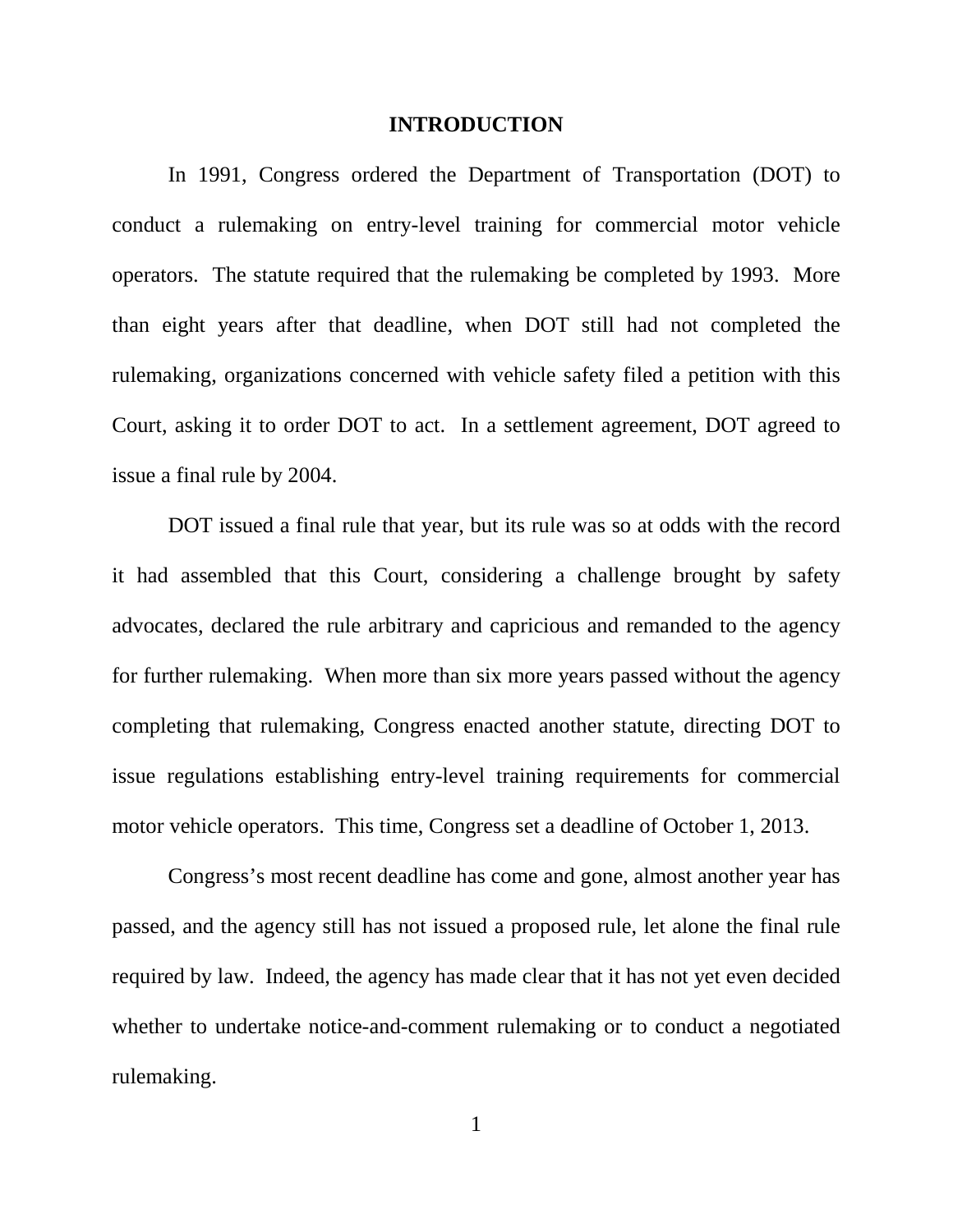## INTRODUCTION

In 1991, Congress ordered the Department of Transportation (DOT) to conduct a rulemaking on entry-level training for commercial motor vehicle operators. The statute required that the rulemaking be completed by 1993. More than eight years after that deadline, when DOT still had not completed the rulemaking, organizations concerned with vehicle safety filed a petition with this Court, asking it to order DOT to act. In a settlement agreement, DOT agreed to issue a final rule by 2004.

DOT issued a final rule that year, but its rule was so at odds with the record it had assembled that this Court, considering a challenge brought by safety advocates, declared the rule arbitrary and capricious and remanded to the agency for further rulemaking. When more than six more years passed without the agency completing that rulemaking, Congress enacted another statute, directing DOT to issue regulations establishing entry-level training requirements for commercial motor vehicle operators. This time, Congress set a deadline of October 1, 2013.

Congress's most recent deadline has come and gone, almost another year has passed, and the agency still has not issued a proposed rule, let alone the final rule required by law. Indeed, the agency has made clear that it has not yet even decided whether to undertake notice-and-comment rulemaking or to conduct a negotiated rulemaking.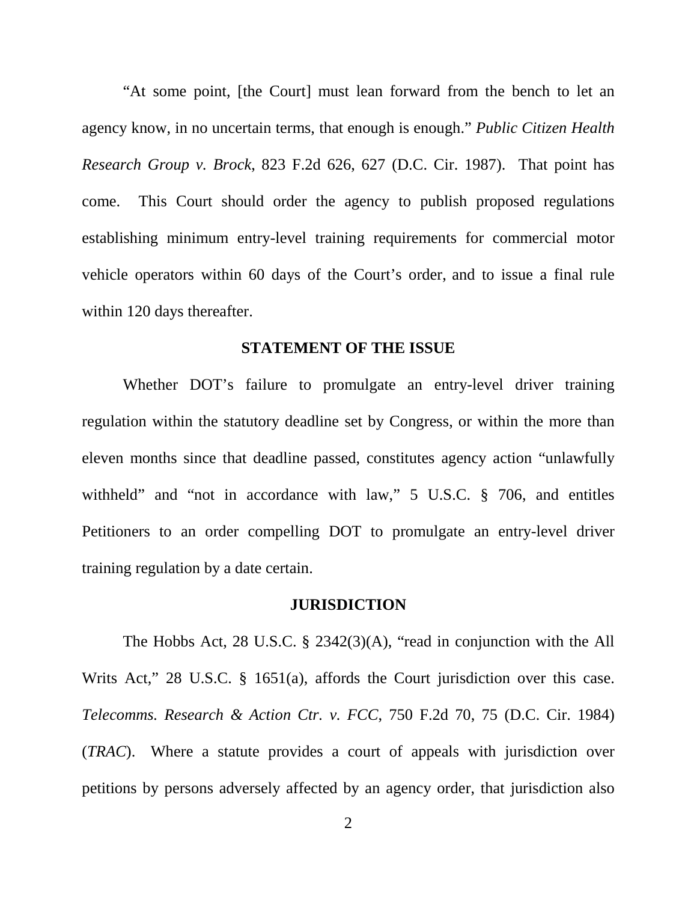"At some point, [the Court] must lean forward from the bench to let an agency know, in no uncertain terms, that enough is enough." *Public Citizen Health Research Group v. Brock*, 823 F.2d 626, 627 (D.C. Cir. 1987). That point has come. This Court should order the agency to publish proposed regulations establishing minimum entry-level training requirements for commercial motor vehicle operators within 60 days of the Court's order, and to issue a final rule within 120 days thereafter.

## STATEMENT OF THE ISSUE

Whether DOT's failure to promulgate an entry-level driver training regulation within the statutory deadline set by Congress, or within the more than eleven months since that deadline passed, constitutes agency action "unlawfully withheld" and "not in accordance with law," 5 U.S.C. § 706, and entitles Petitioners to an order compelling DOT to promulgate an entry-level driver training regulation by a date certain.

## JURISDICTION

The Hobbs Act, 28 U.S.C. § 2342(3)(A), "read in conjunction with the All Writs Act," 28 U.S.C. § 1651(a), affords the Court jurisdiction over this case. *Telecomms. Research & Action Ctr. v. FCC*, 750 F.2d 70, 75 (D.C. Cir. 1984) (*TRAC*). Where a statute provides a court of appeals with jurisdiction over petitions by persons adversely affected by an agency order, that jurisdiction also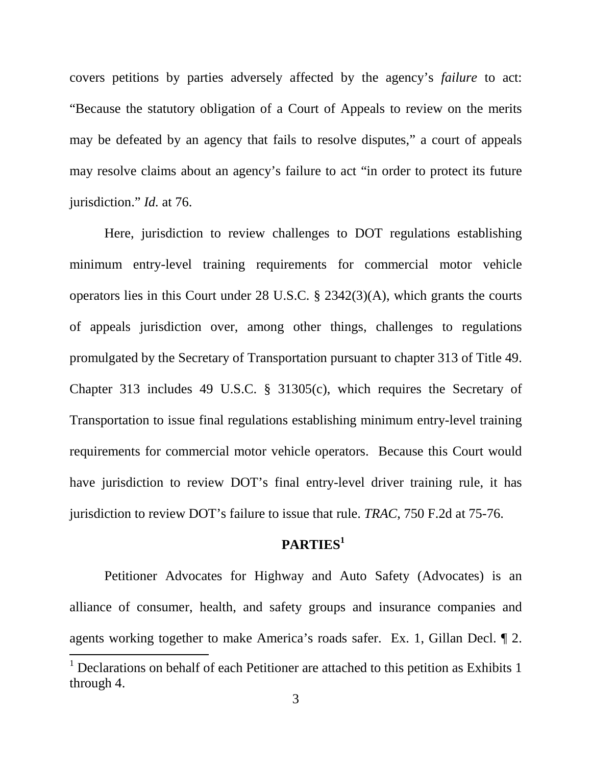covers petitions by parties adversely affected by the agency's *failure* to act: "Because the statutory obligation of a Court of Appeals to review on the merits may be defeated by an agency that fails to resolve disputes," a court of appeals may resolve claims about an agency's failure to act "in order to protect its future jurisdiction." *Id.* at 76.

Here, jurisdiction to review challenges to DOT regulations establishing minimum entry-level training requirements for commercial motor vehicle operators lies in this Court under 28 U.S.C. § 2342(3)(A), which grants the courts of appeals jurisdiction over, among other things, challenges to regulations promulgated by the Secretary of Transportation pursuant to chapter 313 of Title 49. Chapter 313 includes 49 U.S.C. § 31305(c), which requires the Secretary of Transportation to issue final regulations establishing minimum entry-level training requirements for commercial motor vehicle operators. Because this Court would have jurisdiction to review DOT's final entry-level driver training rule, it has jurisdiction to review DOT's failure to issue that rule. *TRAC*, 750 F.2d at 75-76.

## PARTIES[1]

Petitioner Advocates for Highway and Auto Safety (Advocates) is an alliance of consumer, health, and safety groups and insurance companies and agents working together to make America's roads safer. Ex. 1, Gillan Decl. ¶ 2.

[1] Declarations on behalf of each Petitioner are attached to this petition as Exhibits 1 through 4.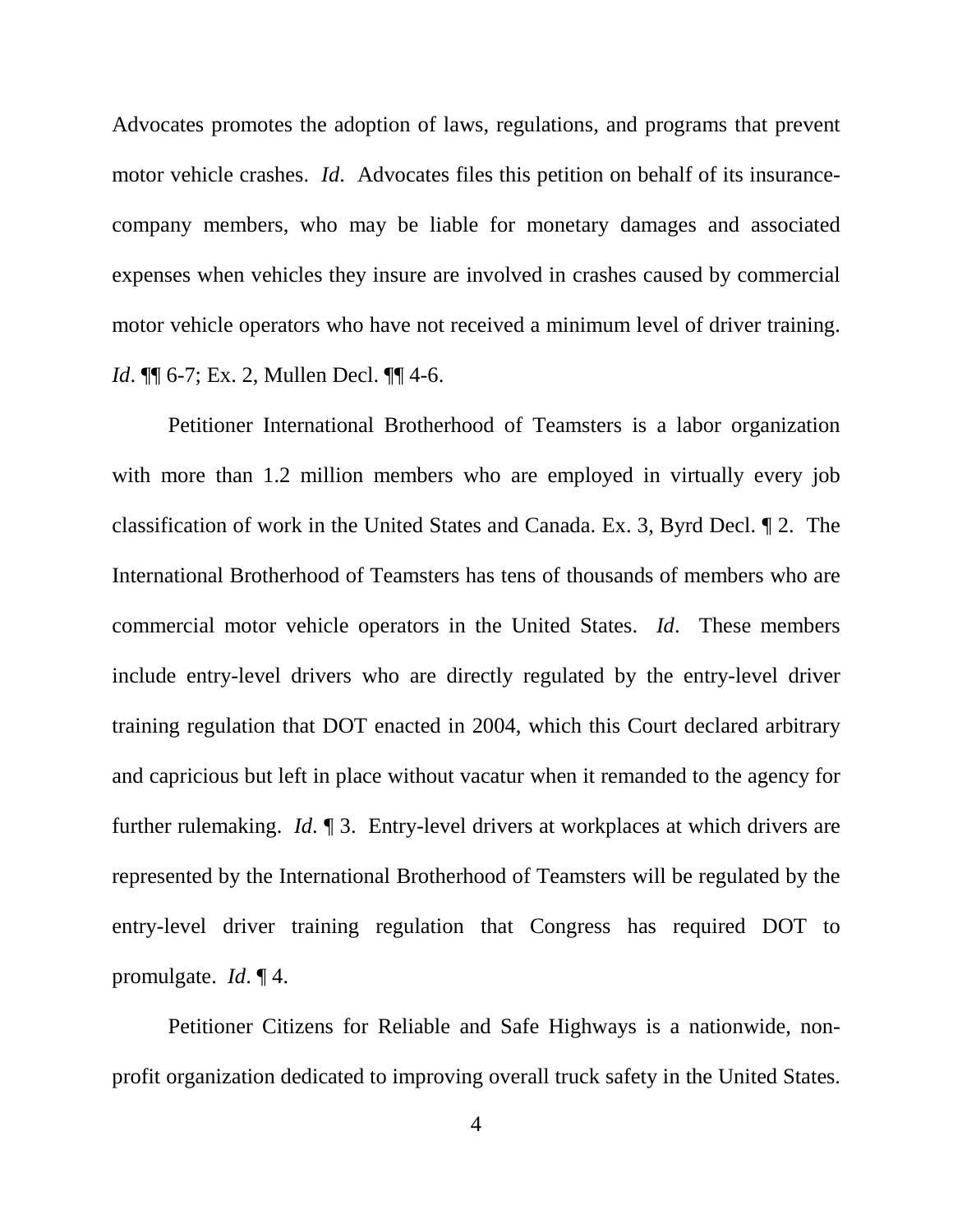Advocates promotes the adoption of laws, regulations, and programs that prevent motor vehicle crashes. *Id*. Advocates files this petition on behalf of its insurance-company members, who may be liable for monetary damages and associated expenses when vehicles they insure are involved in crashes caused by commercial motor vehicle operators who have not received a minimum level of driver training. *Id*. ¶¶ 6-7; Ex. 2, Mullen Decl. ¶¶ 4-6.

Petitioner International Brotherhood of Teamsters is a labor organization with more than 1.2 million members who are employed in virtually every job classification of work in the United States and Canada. Ex. 3, Byrd Decl. ¶ 2. The International Brotherhood of Teamsters has tens of thousands of members who are commercial motor vehicle operators in the United States. *Id*. These members include entry-level drivers who are directly regulated by the entry-level driver training regulation that DOT enacted in 2004, which this Court declared arbitrary and capricious but left in place without vacatur when it remanded to the agency for further rulemaking. *Id*. ¶ 3. Entry-level drivers at workplaces at which drivers are represented by the International Brotherhood of Teamsters will be regulated by the entry-level driver training regulation that Congress has required DOT to promulgate. *Id*. ¶ 4.

Petitioner Citizens for Reliable and Safe Highways is a nationwide, non-profit organization dedicated to improving overall truck safety in the United States.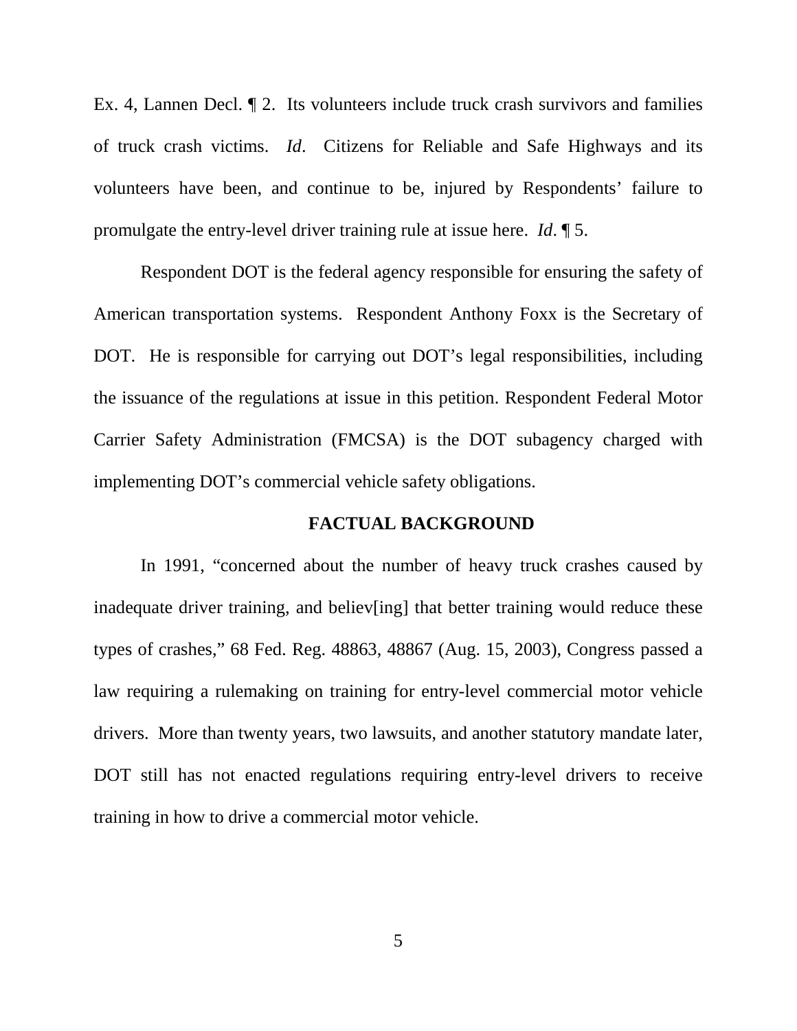Ex. 4, Lannen Decl. ¶ 2. Its volunteers include truck crash survivors and families of truck crash victims. *Id*. Citizens for Reliable and Safe Highways and its volunteers have been, and continue to be, injured by Respondents' failure to promulgate the entry-level driver training rule at issue here. *Id*. ¶ 5.

Respondent DOT is the federal agency responsible for ensuring the safety of American transportation systems. Respondent Anthony Foxx is the Secretary of DOT. He is responsible for carrying out DOT's legal responsibilities, including the issuance of the regulations at issue in this petition. Respondent Federal Motor Carrier Safety Administration (FMCSA) is the DOT subagency charged with implementing DOT's commercial vehicle safety obligations.

## FACTUAL BACKGROUND

In 1991, "concerned about the number of heavy truck crashes caused by inadequate driver training, and believ[ing] that better training would reduce these types of crashes," 68 Fed. Reg. 48863, 48867 (Aug. 15, 2003), Congress passed a law requiring a rulemaking on training for entry-level commercial motor vehicle drivers. More than twenty years, two lawsuits, and another statutory mandate later, DOT still has not enacted regulations requiring entry-level drivers to receive training in how to drive a commercial motor vehicle.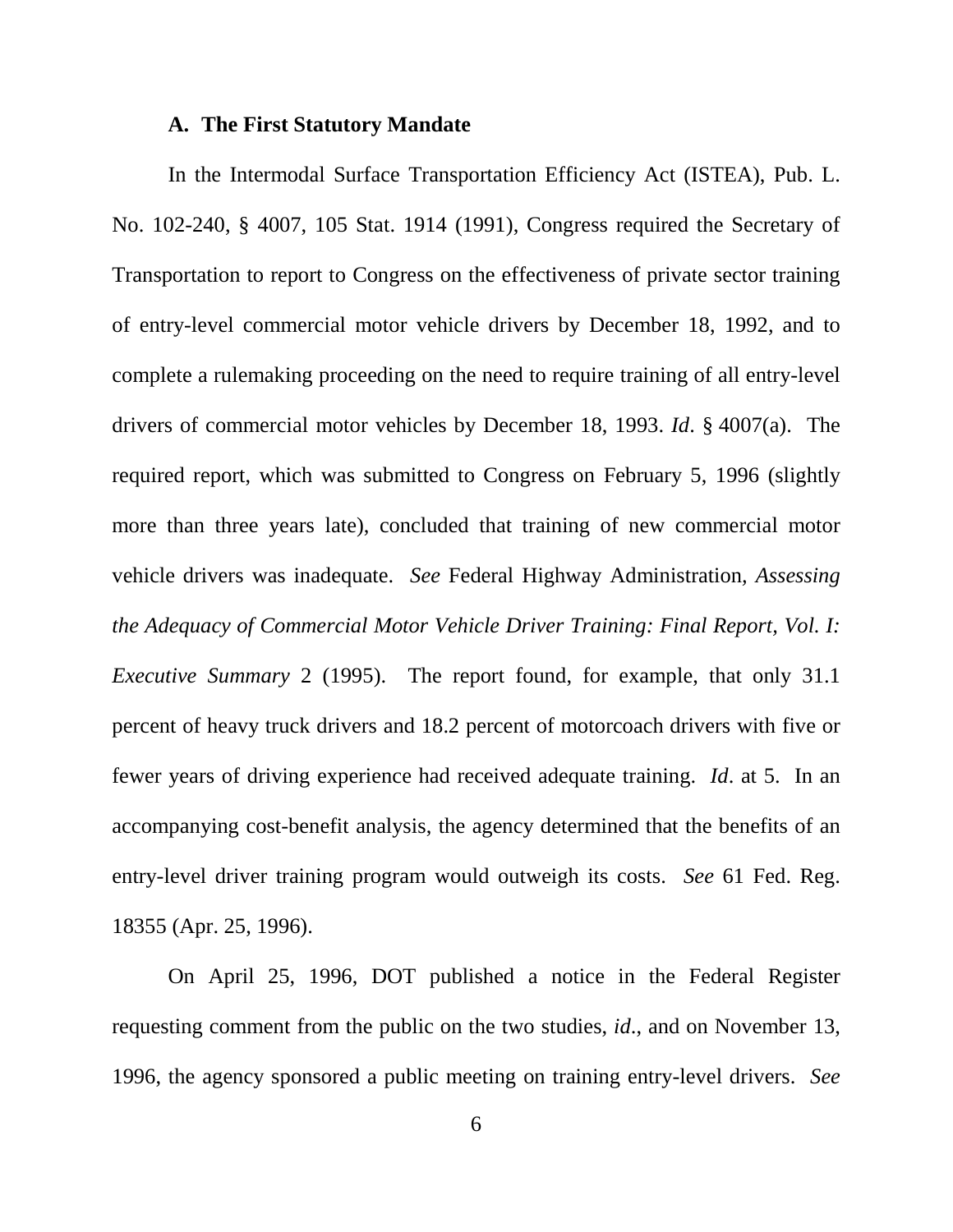### A. The First Statutory Mandate

In the Intermodal Surface Transportation Efficiency Act (ISTEA), Pub. L. No. 102-240, § 4007, 105 Stat. 1914 (1991), Congress required the Secretary of Transportation to report to Congress on the effectiveness of private sector training of entry-level commercial motor vehicle drivers by December 18, 1992, and to complete a rulemaking proceeding on the need to require training of all entry-level drivers of commercial motor vehicles by December 18, 1993. *Id*. § 4007(a). The required report, which was submitted to Congress on February 5, 1996 (slightly more than three years late), concluded that training of new commercial motor vehicle drivers was inadequate. *See* Federal Highway Administration, *Assessing the Adequacy of Commercial Motor Vehicle Driver Training: Final Report, Vol. I: Executive Summary* 2 (1995). The report found, for example, that only 31.1 percent of heavy truck drivers and 18.2 percent of motorcoach drivers with five or fewer years of driving experience had received adequate training. *Id*. at 5. In an accompanying cost-benefit analysis, the agency determined that the benefits of an entry-level driver training program would outweigh its costs. *See* 61 Fed. Reg. 18355 (Apr. 25, 1996).

On April 25, 1996, DOT published a notice in the Federal Register requesting comment from the public on the two studies, *id*., and on November 13, 1996, the agency sponsored a public meeting on training entry-level drivers. *See*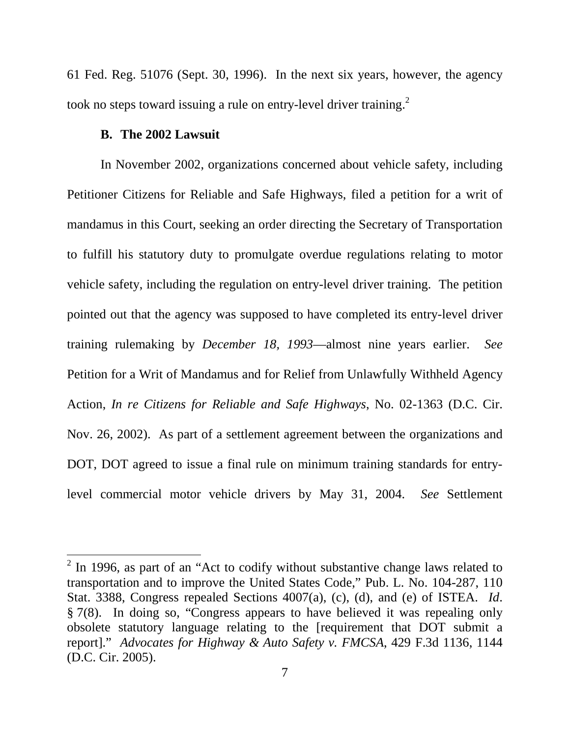61 Fed. Reg. 51076 (Sept. 30, 1996). In the next six years, however, the agency took no steps toward issuing a rule on entry-level driver training.[2]

### B. The 2002 Lawsuit

In November 2002, organizations concerned about vehicle safety, including Petitioner Citizens for Reliable and Safe Highways, filed a petition for a writ of mandamus in this Court, seeking an order directing the Secretary of Transportation to fulfill his statutory duty to promulgate overdue regulations relating to motor vehicle safety, including the regulation on entry-level driver training. The petition pointed out that the agency was supposed to have completed its entry-level driver training rulemaking by *December 18, 1993*—almost nine years earlier. *See* Petition for a Writ of Mandamus and for Relief from Unlawfully Withheld Agency Action, *In re Citizens for Reliable and Safe Highways*, No. 02-1363 (D.C. Cir. Nov. 26, 2002). As part of a settlement agreement between the organizations and DOT, DOT agreed to issue a final rule on minimum training standards for entry-level commercial motor vehicle drivers by May 31, 2004. *See* Settlement

---

[2] In 1996, as part of an "Act to codify without substantive change laws related to transportation and to improve the United States Code," Pub. L. No. 104-287, 110 Stat. 3388, Congress repealed Sections 4007(a), (c), (d), and (e) of ISTEA. *Id*. § 7(8). In doing so, "Congress appears to have believed it was repealing only obsolete statutory language relating to the [requirement that DOT submit a report]." *Advocates for Highway & Auto Safety v. FMCSA*, 429 F.3d 1136, 1144 (D.C. Cir. 2005).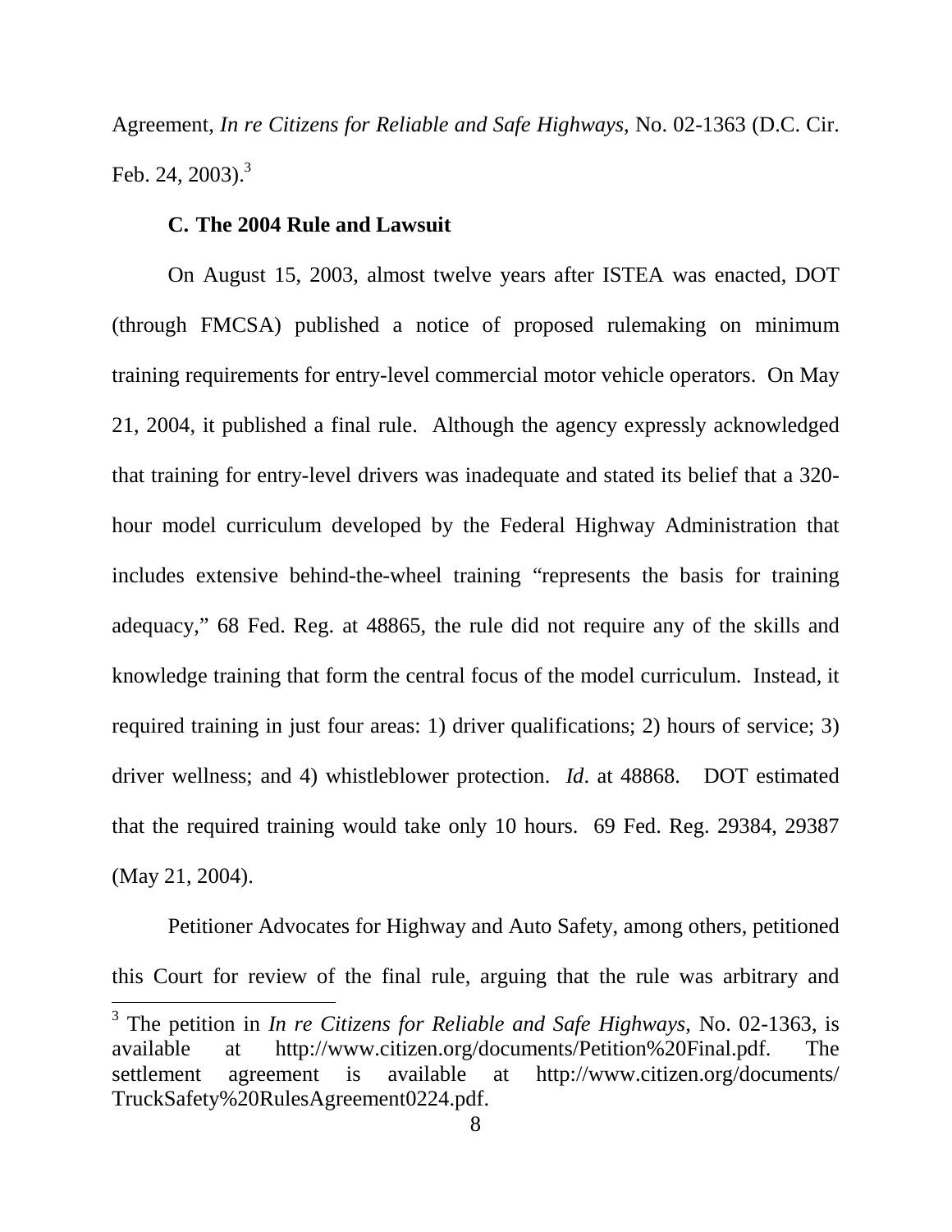Agreement, *In re Citizens for Reliable and Safe Highways*, No. 02-1363 (D.C. Cir. Feb. 24, 2003).[3]

### C. The 2004 Rule and Lawsuit

On August 15, 2003, almost twelve years after ISTEA was enacted, DOT (through FMCSA) published a notice of proposed rulemaking on minimum training requirements for entry-level commercial motor vehicle operators. On May 21, 2004, it published a final rule. Although the agency expressly acknowledged that training for entry-level drivers was inadequate and stated its belief that a 320-hour model curriculum developed by the Federal Highway Administration that includes extensive behind-the-wheel training "represents the basis for training adequacy," 68 Fed. Reg. at 48865, the rule did not require any of the skills and knowledge training that form the central focus of the model curriculum. Instead, it required training in just four areas: 1) driver qualifications; 2) hours of service; 3) driver wellness; and 4) whistleblower protection. *Id*. at 48868. DOT estimated that the required training would take only 10 hours. 69 Fed. Reg. 29384, 29387 (May 21, 2004).

Petitioner Advocates for Highway and Auto Safety, among others, petitioned this Court for review of the final rule, arguing that the rule was arbitrary and

---

[3] The petition in *In re Citizens for Reliable and Safe Highways*, No. 02-1363, is available at http://www.citizen.org/documents/Petition%20Final.pdf. The settlement agreement is available at http://www.citizen.org/documents/TruckSafety%20RulesAgreement0224.pdf.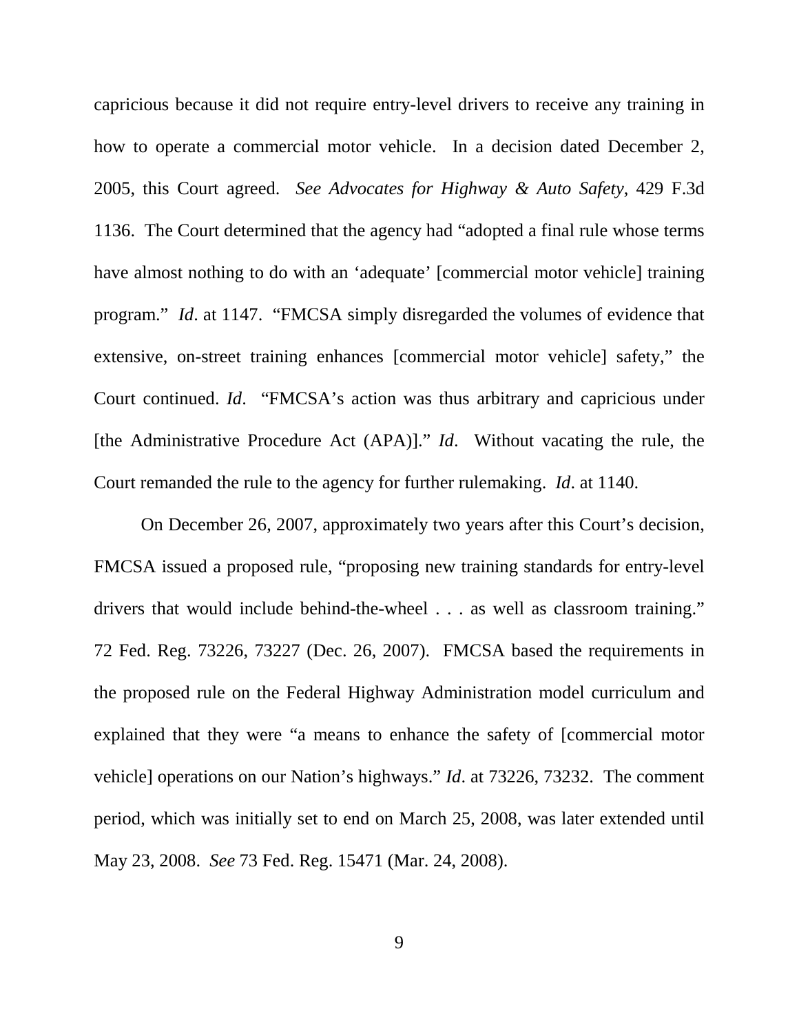capricious because it did not require entry-level drivers to receive any training in how to operate a commercial motor vehicle. In a decision dated December 2, 2005, this Court agreed. *See Advocates for Highway & Auto Safety*, 429 F.3d 1136. The Court determined that the agency had "adopted a final rule whose terms have almost nothing to do with an 'adequate' [commercial motor vehicle] training program." *Id*. at 1147. "FMCSA simply disregarded the volumes of evidence that extensive, on-street training enhances [commercial motor vehicle] safety," the Court continued. *Id*. "FMCSA's action was thus arbitrary and capricious under [the Administrative Procedure Act (APA)]." *Id*. Without vacating the rule, the Court remanded the rule to the agency for further rulemaking. *Id*. at 1140.

On December 26, 2007, approximately two years after this Court's decision, FMCSA issued a proposed rule, "proposing new training standards for entry-level drivers that would include behind-the-wheel . . . as well as classroom training." 72 Fed. Reg. 73226, 73227 (Dec. 26, 2007). FMCSA based the requirements in the proposed rule on the Federal Highway Administration model curriculum and explained that they were "a means to enhance the safety of [commercial motor vehicle] operations on our Nation's highways." *Id*. at 73226, 73232. The comment period, which was initially set to end on March 25, 2008, was later extended until May 23, 2008. *See* 73 Fed. Reg. 15471 (Mar. 24, 2008).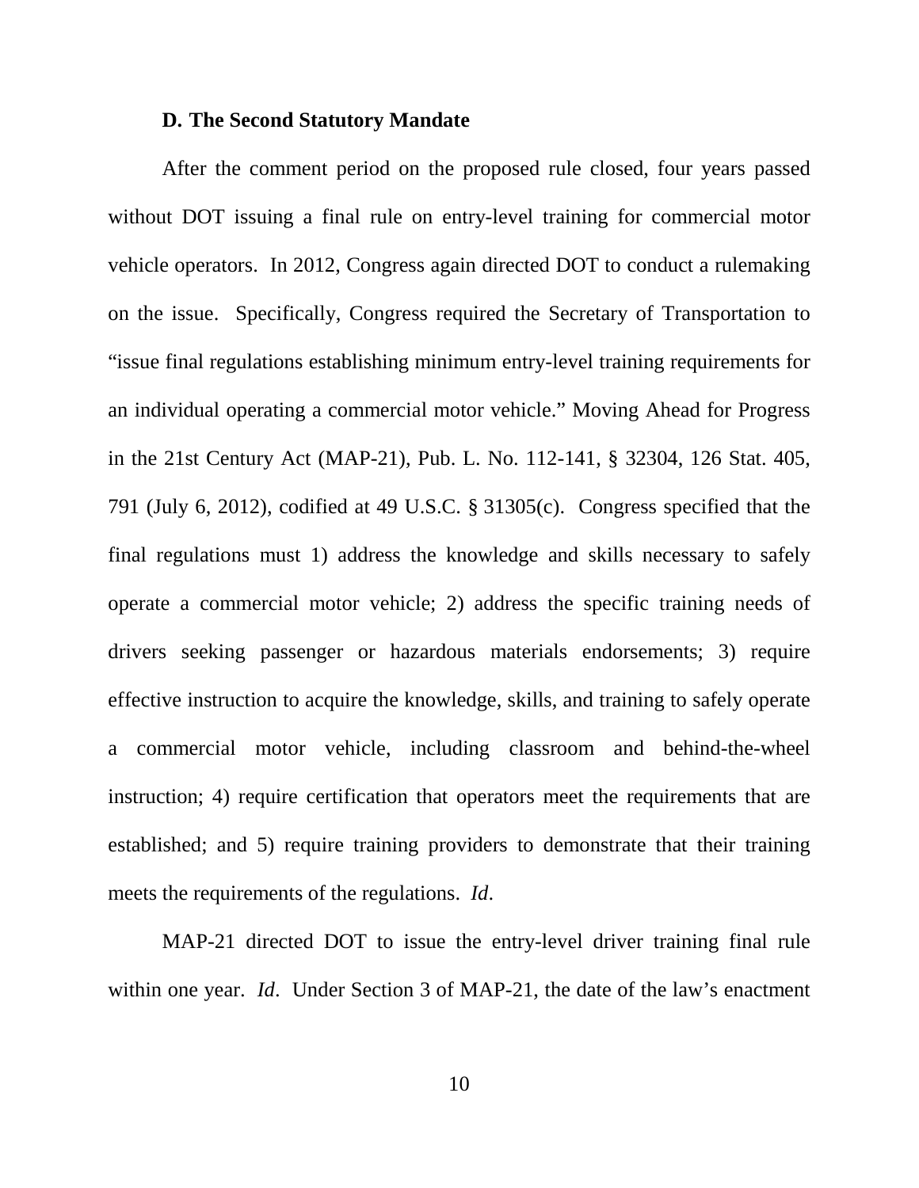### D. The Second Statutory Mandate

After the comment period on the proposed rule closed, four years passed without DOT issuing a final rule on entry-level training for commercial motor vehicle operators. In 2012, Congress again directed DOT to conduct a rulemaking on the issue. Specifically, Congress required the Secretary of Transportation to "issue final regulations establishing minimum entry-level training requirements for an individual operating a commercial motor vehicle." Moving Ahead for Progress in the 21st Century Act (MAP-21), Pub. L. No. 112-141, § 32304, 126 Stat. 405, 791 (July 6, 2012), codified at 49 U.S.C. § 31305(c). Congress specified that the final regulations must 1) address the knowledge and skills necessary to safely operate a commercial motor vehicle; 2) address the specific training needs of drivers seeking passenger or hazardous materials endorsements; 3) require effective instruction to acquire the knowledge, skills, and training to safely operate a commercial motor vehicle, including classroom and behind-the-wheel instruction; 4) require certification that operators meet the requirements that are established; and 5) require training providers to demonstrate that their training meets the requirements of the regulations. *Id*.

MAP-21 directed DOT to issue the entry-level driver training final rule within one year. *Id*. Under Section 3 of MAP-21, the date of the law's enactment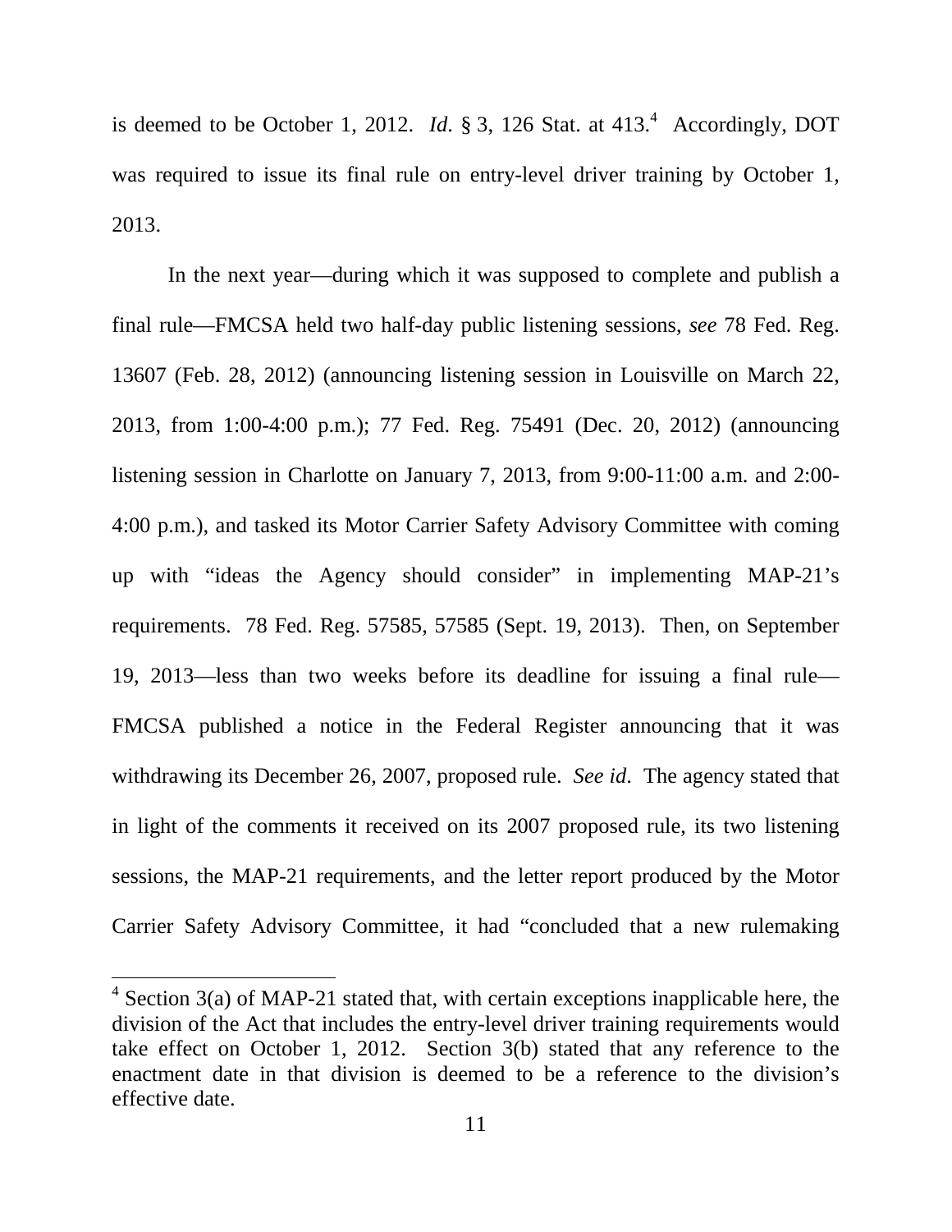is deemed to be October 1, 2012. *Id*. § 3, 126 Stat. at 413.[4] Accordingly, DOT was required to issue its final rule on entry-level driver training by October 1, 2013.

In the next year—during which it was supposed to complete and publish a final rule—FMCSA held two half-day public listening sessions, *see* 78 Fed. Reg. 13607 (Feb. 28, 2012) (announcing listening session in Louisville on March 22, 2013, from 1:00-4:00 p.m.); 77 Fed. Reg. 75491 (Dec. 20, 2012) (announcing listening session in Charlotte on January 7, 2013, from 9:00-11:00 a.m. and 2:00-4:00 p.m.), and tasked its Motor Carrier Safety Advisory Committee with coming up with "ideas the Agency should consider" in implementing MAP-21's requirements. 78 Fed. Reg. 57585, 57585 (Sept. 19, 2013). Then, on September 19, 2013—less than two weeks before its deadline for issuing a final rule—FMCSA published a notice in the Federal Register announcing that it was withdrawing its December 26, 2007, proposed rule. *See id*. The agency stated that in light of the comments it received on its 2007 proposed rule, its two listening sessions, the MAP-21 requirements, and the letter report produced by the Motor Carrier Safety Advisory Committee, it had "concluded that a new rulemaking

[4] Section 3(a) of MAP-21 stated that, with certain exceptions inapplicable here, the division of the Act that includes the entry-level driver training requirements would take effect on October 1, 2012. Section 3(b) stated that any reference to the enactment date in that division is deemed to be a reference to the division's effective date.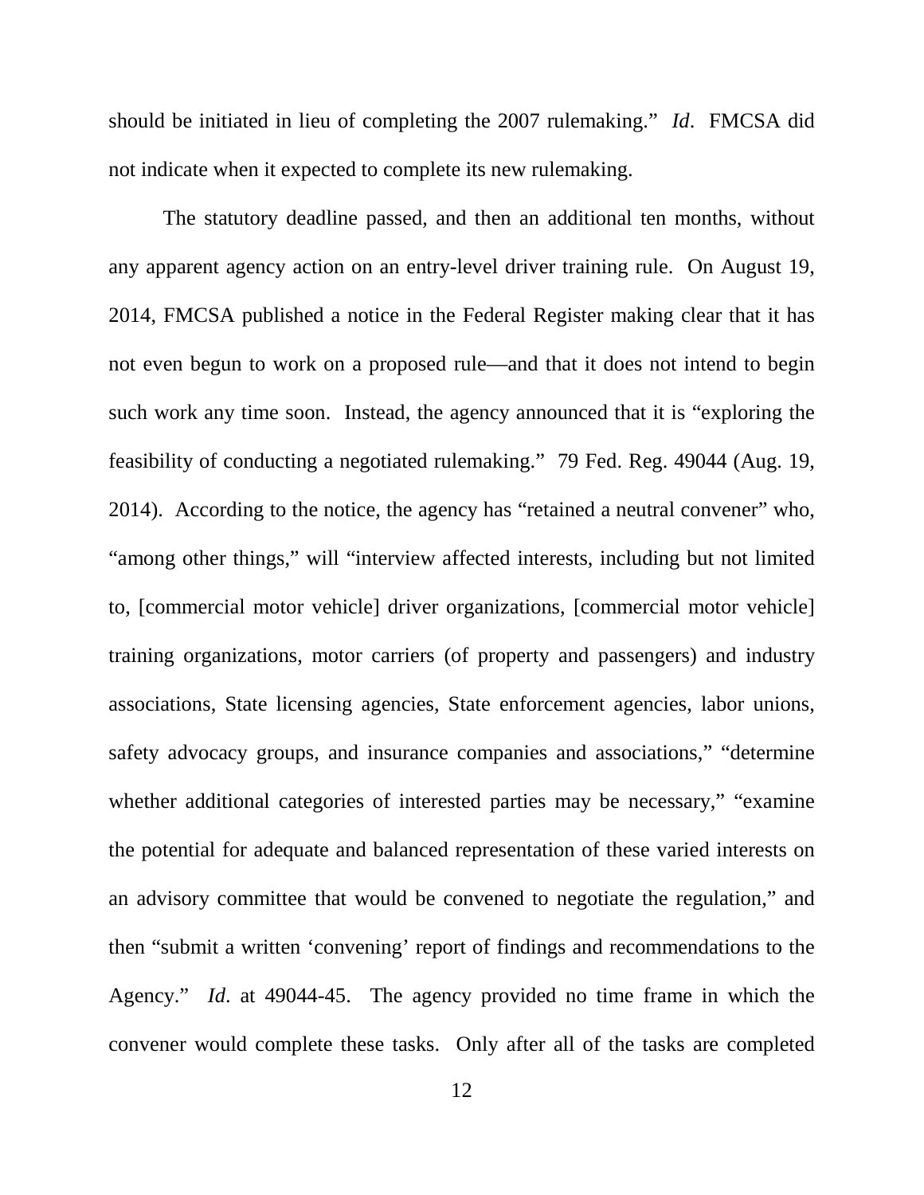should be initiated in lieu of completing the 2007 rulemaking." *Id*. FMCSA did not indicate when it expected to complete its new rulemaking.

The statutory deadline passed, and then an additional ten months, without any apparent agency action on an entry-level driver training rule. On August 19, 2014, FMCSA published a notice in the Federal Register making clear that it has not even begun to work on a proposed rule—and that it does not intend to begin such work any time soon. Instead, the agency announced that it is "exploring the feasibility of conducting a negotiated rulemaking." 79 Fed. Reg. 49044 (Aug. 19, 2014). According to the notice, the agency has "retained a neutral convener" who, "among other things," will "interview affected interests, including but not limited to, [commercial motor vehicle] driver organizations, [commercial motor vehicle] training organizations, motor carriers (of property and passengers) and industry associations, State licensing agencies, State enforcement agencies, labor unions, safety advocacy groups, and insurance companies and associations," "determine whether additional categories of interested parties may be necessary," "examine the potential for adequate and balanced representation of these varied interests on an advisory committee that would be convened to negotiate the regulation," and then "submit a written 'convening' report of findings and recommendations to the Agency." *Id*. at 49044-45. The agency provided no time frame in which the convener would complete these tasks. Only after all of the tasks are completed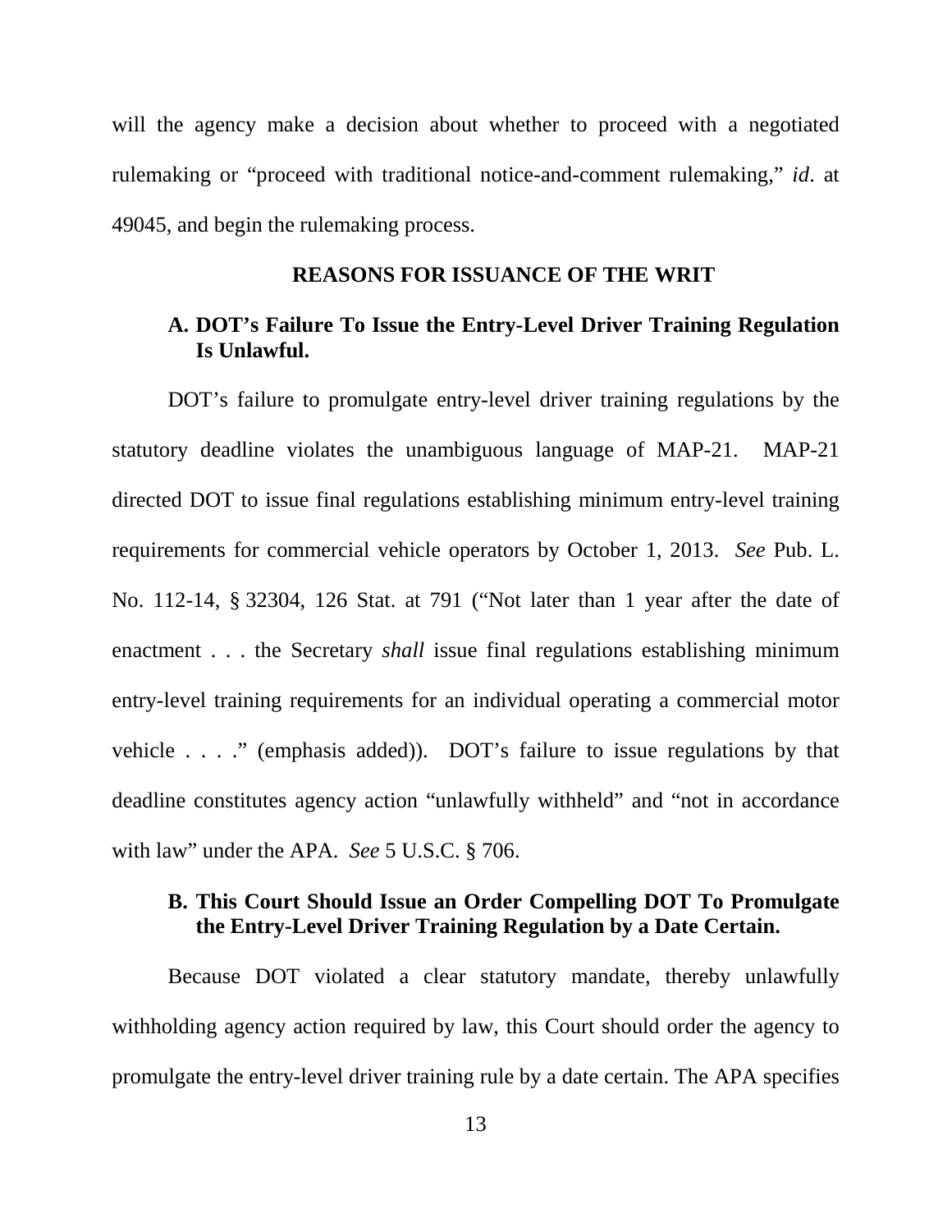will the agency make a decision about whether to proceed with a negotiated rulemaking or "proceed with traditional notice-and-comment rulemaking," *id*. at 49045, and begin the rulemaking process.

## REASONS FOR ISSUANCE OF THE WRIT

### A. DOT's Failure To Issue the Entry-Level Driver Training Regulation Is Unlawful.

DOT's failure to promulgate entry-level driver training regulations by the statutory deadline violates the unambiguous language of MAP-21. MAP-21 directed DOT to issue final regulations establishing minimum entry-level training requirements for commercial vehicle operators by October 1, 2013. *See* Pub. L. No. 112-14, § 32304, 126 Stat. at 791 ("Not later than 1 year after the date of enactment . . . the Secretary *shall* issue final regulations establishing minimum entry-level training requirements for an individual operating a commercial motor vehicle . . . ." (emphasis added)). DOT's failure to issue regulations by that deadline constitutes agency action "unlawfully withheld" and "not in accordance with law" under the APA. *See* 5 U.S.C. § 706.

### B. This Court Should Issue an Order Compelling DOT To Promulgate the Entry-Level Driver Training Regulation by a Date Certain.

Because DOT violated a clear statutory mandate, thereby unlawfully withholding agency action required by law, this Court should order the agency to promulgate the entry-level driver training rule by a date certain. The APA specifies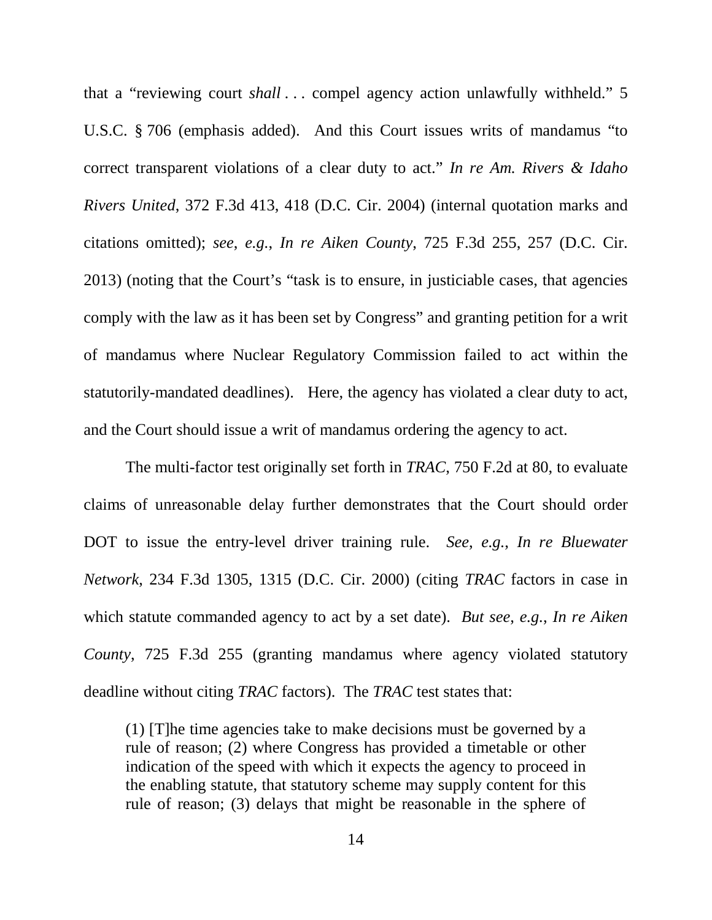that a "reviewing court *shall* . . . compel agency action unlawfully withheld." 5 U.S.C. § 706 (emphasis added). And this Court issues writs of mandamus "to correct transparent violations of a clear duty to act." *In re Am. Rivers & Idaho Rivers United*, 372 F.3d 413, 418 (D.C. Cir. 2004) (internal quotation marks and citations omitted); *see, e.g.*, *In re Aiken County*, 725 F.3d 255, 257 (D.C. Cir. 2013) (noting that the Court's "task is to ensure, in justiciable cases, that agencies comply with the law as it has been set by Congress" and granting petition for a writ of mandamus where Nuclear Regulatory Commission failed to act within the statutorily-mandated deadlines). Here, the agency has violated a clear duty to act, and the Court should issue a writ of mandamus ordering the agency to act.

The multi-factor test originally set forth in *TRAC*, 750 F.2d at 80, to evaluate claims of unreasonable delay further demonstrates that the Court should order DOT to issue the entry-level driver training rule. *See, e.g.*, *In re Bluewater Network*, 234 F.3d 1305, 1315 (D.C. Cir. 2000) (citing *TRAC* factors in case in which statute commanded agency to act by a set date). *But see, e.g.*, *In re Aiken County*, 725 F.3d 255 (granting mandamus where agency violated statutory deadline without citing *TRAC* factors). The *TRAC* test states that:

> (1) [T]he time agencies take to make decisions must be governed by a rule of reason; (2) where Congress has provided a timetable or other indication of the speed with which it expects the agency to proceed in the enabling statute, that statutory scheme may supply content for this rule of reason; (3) delays that might be reasonable in the sphere of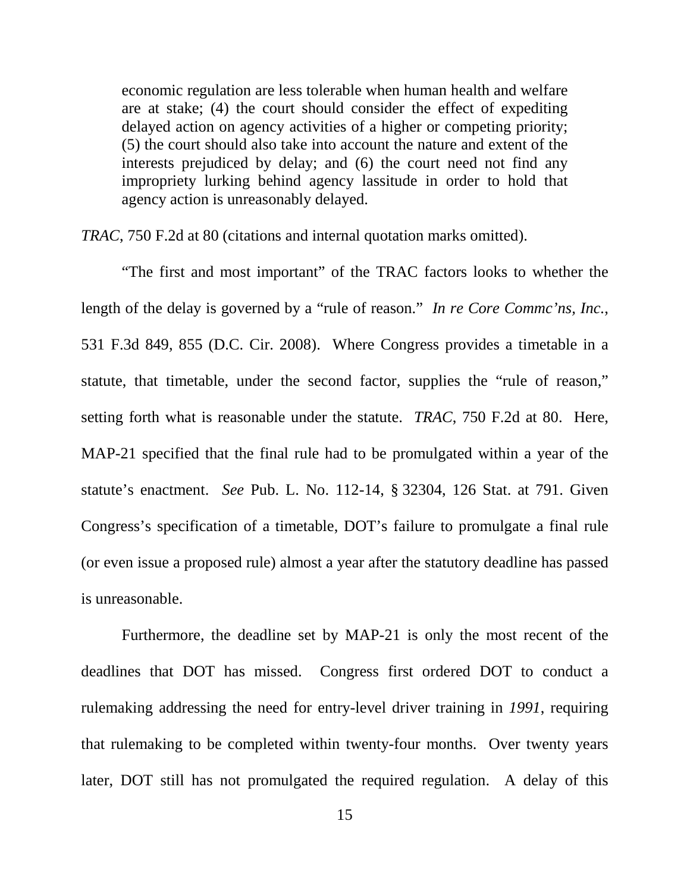> economic regulation are less tolerable when human health and welfare are at stake; (4) the court should consider the effect of expediting delayed action on agency activities of a higher or competing priority; (5) the court should also take into account the nature and extent of the interests prejudiced by delay; and (6) the court need not find any impropriety lurking behind agency lassitude in order to hold that agency action is unreasonably delayed.

*TRAC*, 750 F.2d at 80 (citations and internal quotation marks omitted).

"The first and most important" of the TRAC factors looks to whether the length of the delay is governed by a "rule of reason." *In re Core Commc'ns, Inc.*, 531 F.3d 849, 855 (D.C. Cir. 2008). Where Congress provides a timetable in a statute, that timetable, under the second factor, supplies the "rule of reason," setting forth what is reasonable under the statute. *TRAC*, 750 F.2d at 80. Here, MAP-21 specified that the final rule had to be promulgated within a year of the statute's enactment. *See* Pub. L. No. 112-14, § 32304, 126 Stat. at 791. Given Congress's specification of a timetable, DOT's failure to promulgate a final rule (or even issue a proposed rule) almost a year after the statutory deadline has passed is unreasonable.

Furthermore, the deadline set by MAP-21 is only the most recent of the deadlines that DOT has missed. Congress first ordered DOT to conduct a rulemaking addressing the need for entry-level driver training in *1991*, requiring that rulemaking to be completed within twenty-four months. Over twenty years later, DOT still has not promulgated the required regulation. A delay of this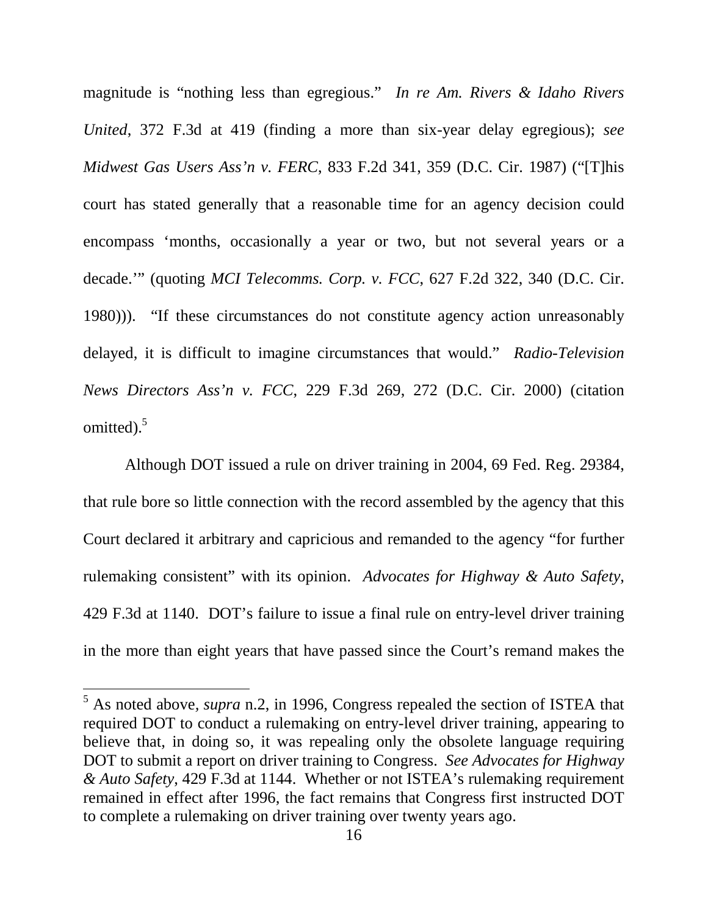magnitude is "nothing less than egregious." *In re Am. Rivers & Idaho Rivers United*, 372 F.3d at 419 (finding a more than six-year delay egregious); *see Midwest Gas Users Ass'n v. FERC*, 833 F.2d 341, 359 (D.C. Cir. 1987) ("[T]his court has stated generally that a reasonable time for an agency decision could encompass 'months, occasionally a year or two, but not several years or a decade.'" (quoting *MCI Telecomms. Corp. v. FCC*, 627 F.2d 322, 340 (D.C. Cir. 1980))). "If these circumstances do not constitute agency action unreasonably delayed, it is difficult to imagine circumstances that would." *Radio-Television News Directors Ass'n v. FCC*, 229 F.3d 269, 272 (D.C. Cir. 2000) (citation omitted).[5]

Although DOT issued a rule on driver training in 2004, 69 Fed. Reg. 29384, that rule bore so little connection with the record assembled by the agency that this Court declared it arbitrary and capricious and remanded to the agency "for further rulemaking consistent" with its opinion. *Advocates for Highway & Auto Safety*, 429 F.3d at 1140. DOT's failure to issue a final rule on entry-level driver training in the more than eight years that have passed since the Court's remand makes the

---

[5] As noted above, *supra* n.2, in 1996, Congress repealed the section of ISTEA that required DOT to conduct a rulemaking on entry-level driver training, appearing to believe that, in doing so, it was repealing only the obsolete language requiring DOT to submit a report on driver training to Congress. *See Advocates for Highway & Auto Safety*, 429 F.3d at 1144. Whether or not ISTEA's rulemaking requirement remained in effect after 1996, the fact remains that Congress first instructed DOT to complete a rulemaking on driver training over twenty years ago.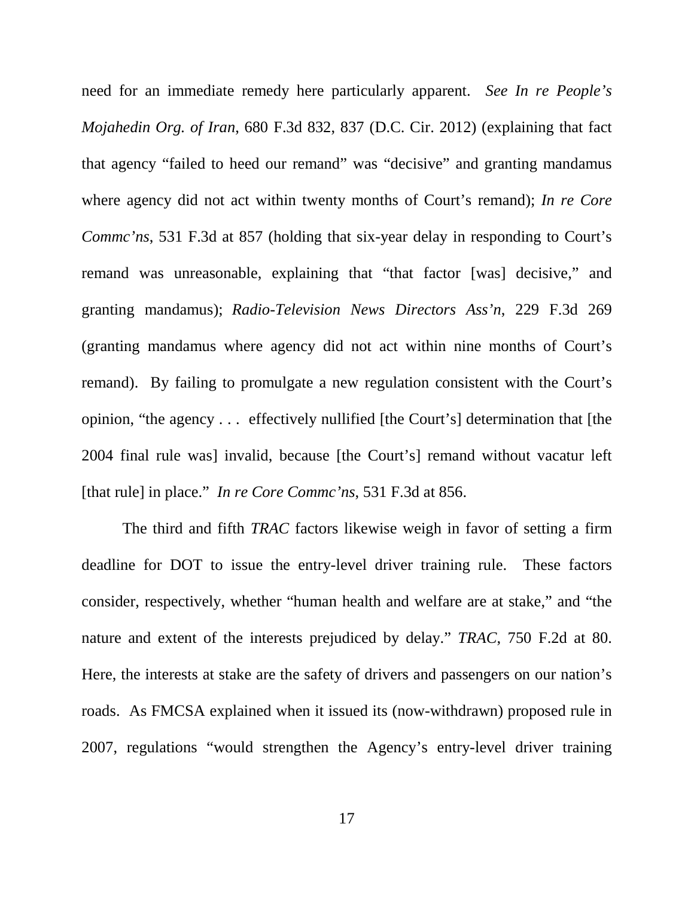need for an immediate remedy here particularly apparent. *See In re People's Mojahedin Org. of Iran*, 680 F.3d 832, 837 (D.C. Cir. 2012) (explaining that fact that agency "failed to heed our remand" was "decisive" and granting mandamus where agency did not act within twenty months of Court's remand); *In re Core Commc'ns*, 531 F.3d at 857 (holding that six-year delay in responding to Court's remand was unreasonable, explaining that "that factor [was] decisive," and granting mandamus); *Radio-Television News Directors Ass'n*, 229 F.3d 269 (granting mandamus where agency did not act within nine months of Court's remand). By failing to promulgate a new regulation consistent with the Court's opinion, "the agency . . . effectively nullified [the Court's] determination that [the 2004 final rule was] invalid, because [the Court's] remand without vacatur left [that rule] in place." *In re Core Commc'ns*, 531 F.3d at 856.

The third and fifth *TRAC* factors likewise weigh in favor of setting a firm deadline for DOT to issue the entry-level driver training rule. These factors consider, respectively, whether "human health and welfare are at stake," and "the nature and extent of the interests prejudiced by delay." *TRAC*, 750 F.2d at 80. Here, the interests at stake are the safety of drivers and passengers on our nation's roads. As FMCSA explained when it issued its (now-withdrawn) proposed rule in 2007, regulations "would strengthen the Agency's entry-level driver training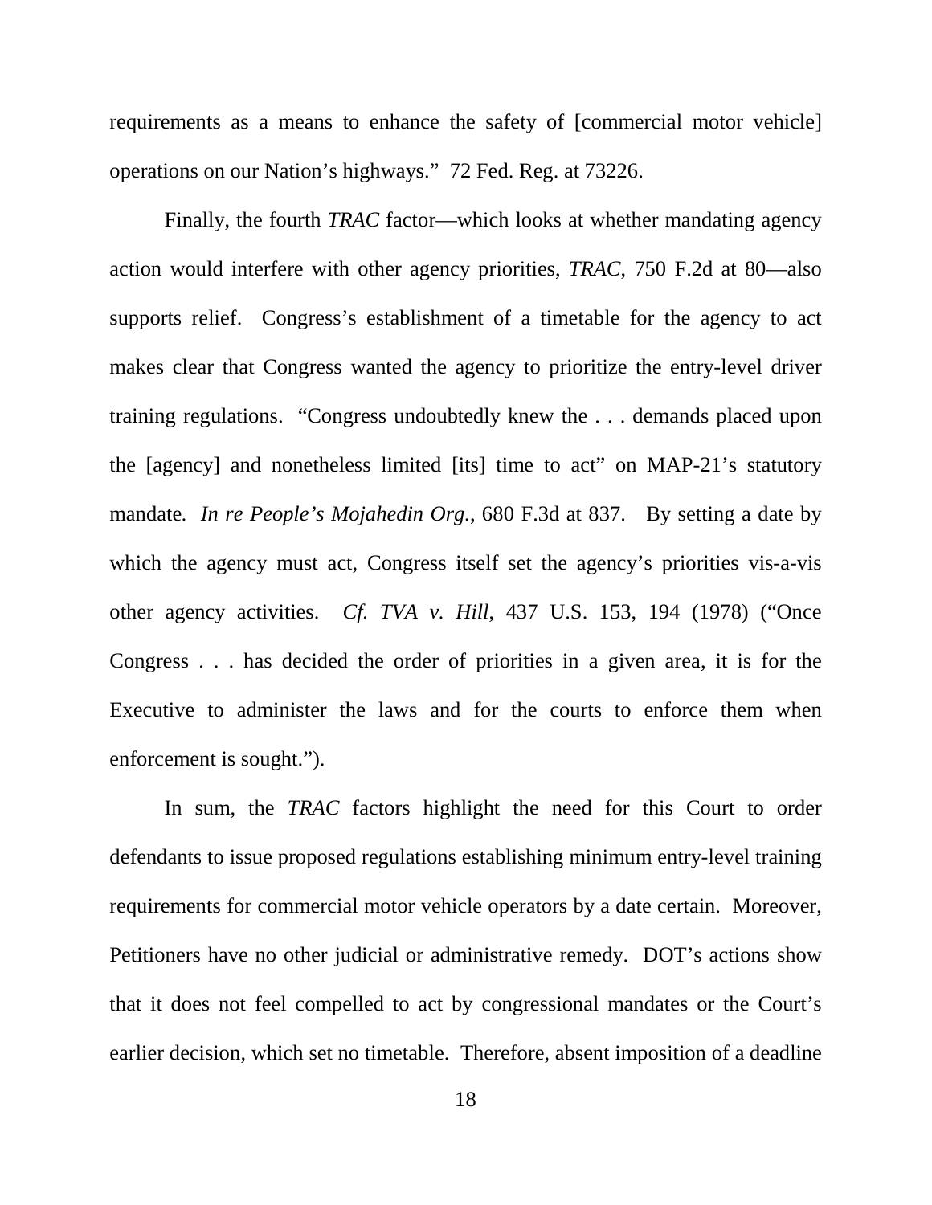requirements as a means to enhance the safety of [commercial motor vehicle] operations on our Nation's highways." 72 Fed. Reg. at 73226.

Finally, the fourth *TRAC* factor—which looks at whether mandating agency action would interfere with other agency priorities, *TRAC*, 750 F.2d at 80—also supports relief. Congress's establishment of a timetable for the agency to act makes clear that Congress wanted the agency to prioritize the entry-level driver training regulations. "Congress undoubtedly knew the . . . demands placed upon the [agency] and nonetheless limited [its] time to act" on MAP-21's statutory mandate. *In re People's Mojahedin Org.*, 680 F.3d at 837. By setting a date by which the agency must act, Congress itself set the agency's priorities vis-a-vis other agency activities. *Cf. TVA v. Hill*, 437 U.S. 153, 194 (1978) ("Once Congress . . . has decided the order of priorities in a given area, it is for the Executive to administer the laws and for the courts to enforce them when enforcement is sought.").

In sum, the *TRAC* factors highlight the need for this Court to order defendants to issue proposed regulations establishing minimum entry-level training requirements for commercial motor vehicle operators by a date certain. Moreover, Petitioners have no other judicial or administrative remedy. DOT's actions show that it does not feel compelled to act by congressional mandates or the Court's earlier decision, which set no timetable. Therefore, absent imposition of a deadline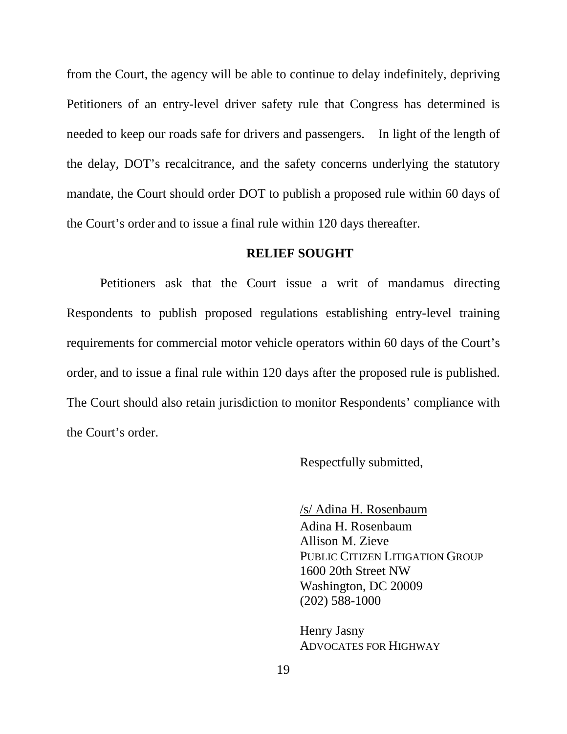from the Court, the agency will be able to continue to delay indefinitely, depriving Petitioners of an entry-level driver safety rule that Congress has determined is needed to keep our roads safe for drivers and passengers. In light of the length of the delay, DOT's recalcitrance, and the safety concerns underlying the statutory mandate, the Court should order DOT to publish a proposed rule within 60 days of the Court's order and to issue a final rule within 120 days thereafter.

## RELIEF SOUGHT

Petitioners ask that the Court issue a writ of mandamus directing Respondents to publish proposed regulations establishing entry-level training requirements for commercial motor vehicle operators within 60 days of the Court's order, and to issue a final rule within 120 days after the proposed rule is published. The Court should also retain jurisdiction to monitor Respondents' compliance with the Court's order.

Respectfully submitted,

/s/ Adina H. Rosenbaum
Adina H. Rosenbaum
Allison M. Zieve
PUBLIC CITIZEN LITIGATION GROUP
1600 20th Street NW
Washington, DC 20009
(202) 588-1000

Henry Jasny
ADVOCATES FOR HIGHWAY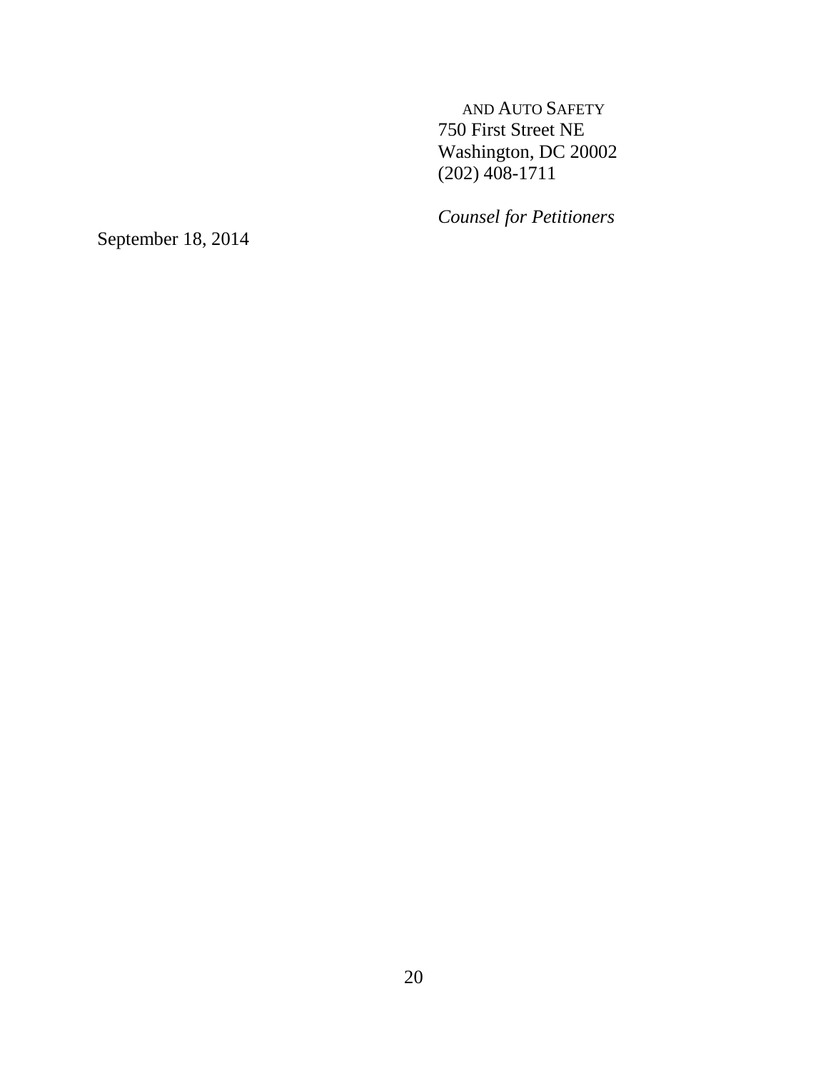AND AUTO SAFETY
750 First Street NE
Washington, DC 20002
(202) 408-1711

*Counsel for Petitioners*

September 18, 2014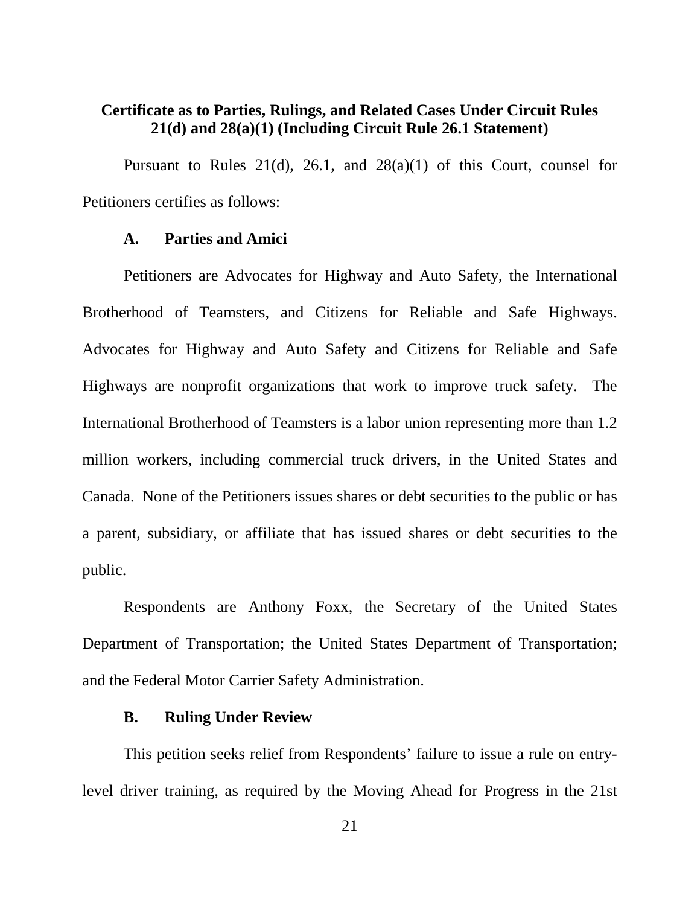**Certificate as to Parties, Rulings, and Related Cases Under Circuit Rules 21(d) and 28(a)(1) (Including Circuit Rule 26.1 Statement)**

Pursuant to Rules 21(d), 26.1, and 28(a)(1) of this Court, counsel for Petitioners certifies as follows:

**A. Parties and Amici**

Petitioners are Advocates for Highway and Auto Safety, the International Brotherhood of Teamsters, and Citizens for Reliable and Safe Highways. Advocates for Highway and Auto Safety and Citizens for Reliable and Safe Highways are nonprofit organizations that work to improve truck safety. The International Brotherhood of Teamsters is a labor union representing more than 1.2 million workers, including commercial truck drivers, in the United States and Canada. None of the Petitioners issues shares or debt securities to the public or has a parent, subsidiary, or affiliate that has issued shares or debt securities to the public.

Respondents are Anthony Foxx, the Secretary of the United States Department of Transportation; the United States Department of Transportation; and the Federal Motor Carrier Safety Administration.

**B. Ruling Under Review**

This petition seeks relief from Respondents' failure to issue a rule on entry-level driver training, as required by the Moving Ahead for Progress in the 21st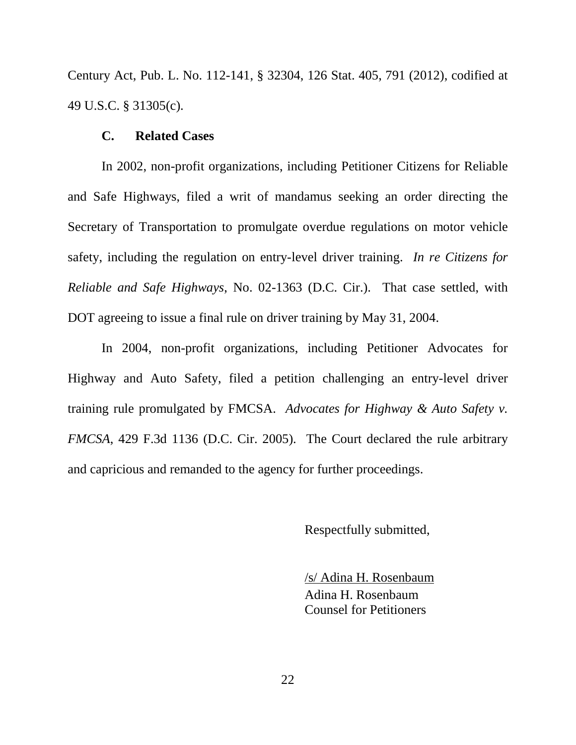Century Act, Pub. L. No. 112-141, § 32304, 126 Stat. 405, 791 (2012), codified at 49 U.S.C. § 31305(c).

### C. Related Cases

In 2002, non-profit organizations, including Petitioner Citizens for Reliable and Safe Highways, filed a writ of mandamus seeking an order directing the Secretary of Transportation to promulgate overdue regulations on motor vehicle safety, including the regulation on entry-level driver training. *In re Citizens for Reliable and Safe Highways*, No. 02-1363 (D.C. Cir.). That case settled, with DOT agreeing to issue a final rule on driver training by May 31, 2004.

In 2004, non-profit organizations, including Petitioner Advocates for Highway and Auto Safety, filed a petition challenging an entry-level driver training rule promulgated by FMCSA. *Advocates for Highway & Auto Safety v. FMCSA*, 429 F.3d 1136 (D.C. Cir. 2005). The Court declared the rule arbitrary and capricious and remanded to the agency for further proceedings.

Respectfully submitted,

/s/ Adina H. Rosenbaum
Adina H. Rosenbaum
Counsel for Petitioners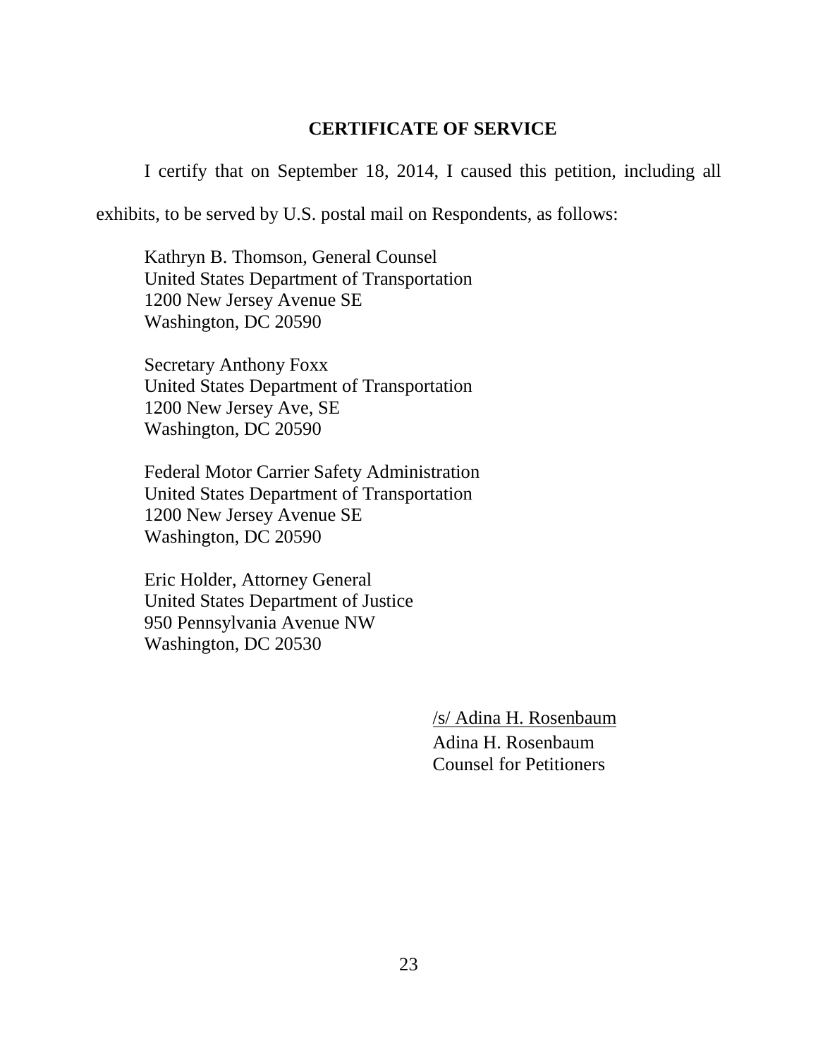## CERTIFICATE OF SERVICE

I certify that on September 18, 2014, I caused this petition, including all exhibits, to be served by U.S. postal mail on Respondents, as follows:

Kathryn B. Thomson, General Counsel
United States Department of Transportation
1200 New Jersey Avenue SE
Washington, DC 20590

Secretary Anthony Foxx
United States Department of Transportation
1200 New Jersey Ave, SE
Washington, DC 20590

Federal Motor Carrier Safety Administration
United States Department of Transportation
1200 New Jersey Avenue SE
Washington, DC 20590

Eric Holder, Attorney General
United States Department of Justice
950 Pennsylvania Avenue NW
Washington, DC 20530

/s/ Adina H. Rosenbaum
Adina H. Rosenbaum
Counsel for Petitioners